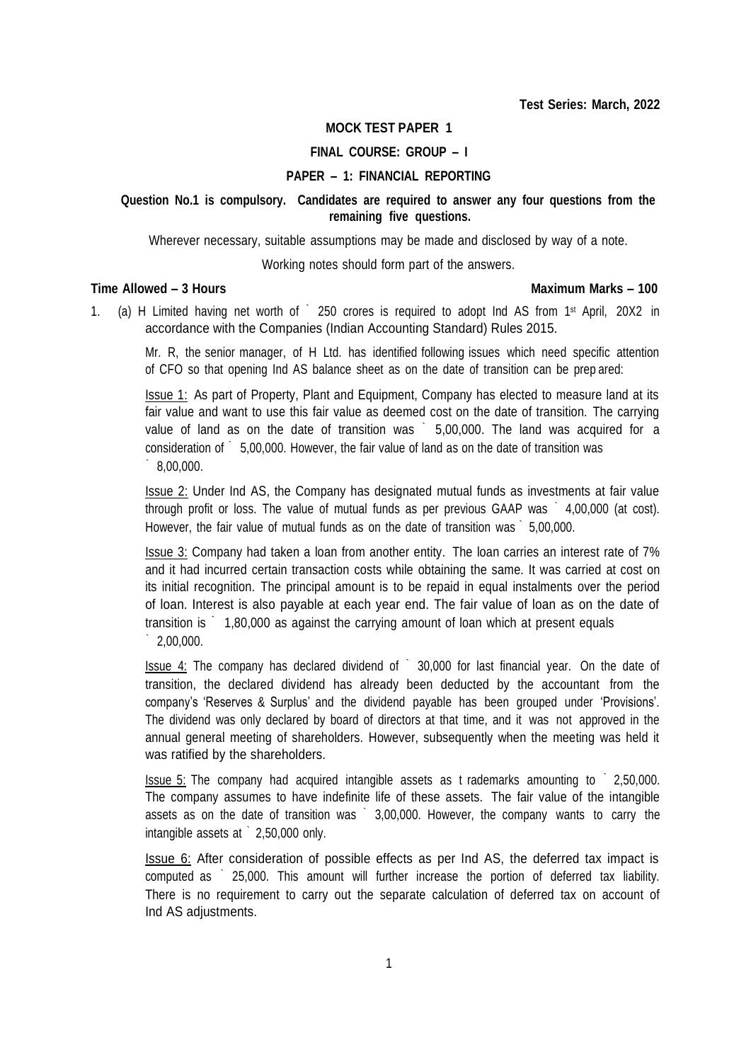**Test Series: March, 2022**

**MOCK TEST PAPER 1**

**FINAL COURSE: GROUP – I**

**PAPER – 1: FINANCIAL REPORTING**

**Question No.1 is compulsory. Candidates are required to answer any four questions from the remaining five questions.**

Wherever necessary, suitable assumptions may be made and disclosed by way of a note.

Working notes should form part of the answers.

**Time Allowed – 3 Hours** **Maximum Marks – 100**

1. (a) H Limited having net worth of ` 250 crores is required to adopt Ind AS from 1st April, 20X2 in accordance with the Companies (Indian Accounting Standard) Rules 2015.

Mr. R, the senior manager, of H Ltd. has identified following issues which need specific attention of CFO so that opening Ind AS balance sheet as on the date of transition can be prepared:

Issue 1: As part of Property, Plant and Equipment, Company has elected to measure land at its fair value and want to use this fair value as deemed cost on the date of transition. The carrying value of land as on the date of transition was ` 5,00,000. The land was acquired for a consideration of ` 5,00,000. However, the fair value of land as on the date of transition was ` 8,00,000.

Issue 2: Under Ind AS, the Company has designated mutual funds as investments at fair value through profit or loss. The value of mutual funds as per previous GAAP was ` 4,00,000 (at cost). However, the fair value of mutual funds as on the date of transition was ` 5,00,000.

Issue 3: Company had taken a loan from another entity. The loan carries an interest rate of 7% and it had incurred certain transaction costs while obtaining the same. It was carried at cost on its initial recognition. The principal amount is to be repaid in equal instalments over the period of loan. Interest is also payable at each year end. The fair value of loan as on the date of transition is ` 1,80,000 as against the carrying amount of loan which at present equals ` 2,00,000.

Issue 4: The company has declared dividend of ` 30,000 for last financial year. On the date of transition, the declared dividend has already been deducted by the accountant from the company's 'Reserves & Surplus' and the dividend payable has been grouped under 'Provisions'. The dividend was only declared by board of directors at that time, and it was not approved in the annual general meeting of shareholders. However, subsequently when the meeting was held it was ratified by the shareholders.

Issue 5: The company had acquired intangible assets as trademarks amounting to ` 2,50,000. The company assumes to have indefinite life of these assets. The fair value of the intangible assets as on the date of transition was ` 3,00,000. However, the company wants to carry the intangible assets at ` 2,50,000 only.

Issue 6: After consideration of possible effects as per Ind AS, the deferred tax impact is computed as ` 25,000. This amount will further increase the portion of deferred tax liability. There is no requirement to carry out the separate calculation of deferred tax on account of Ind AS adjustments.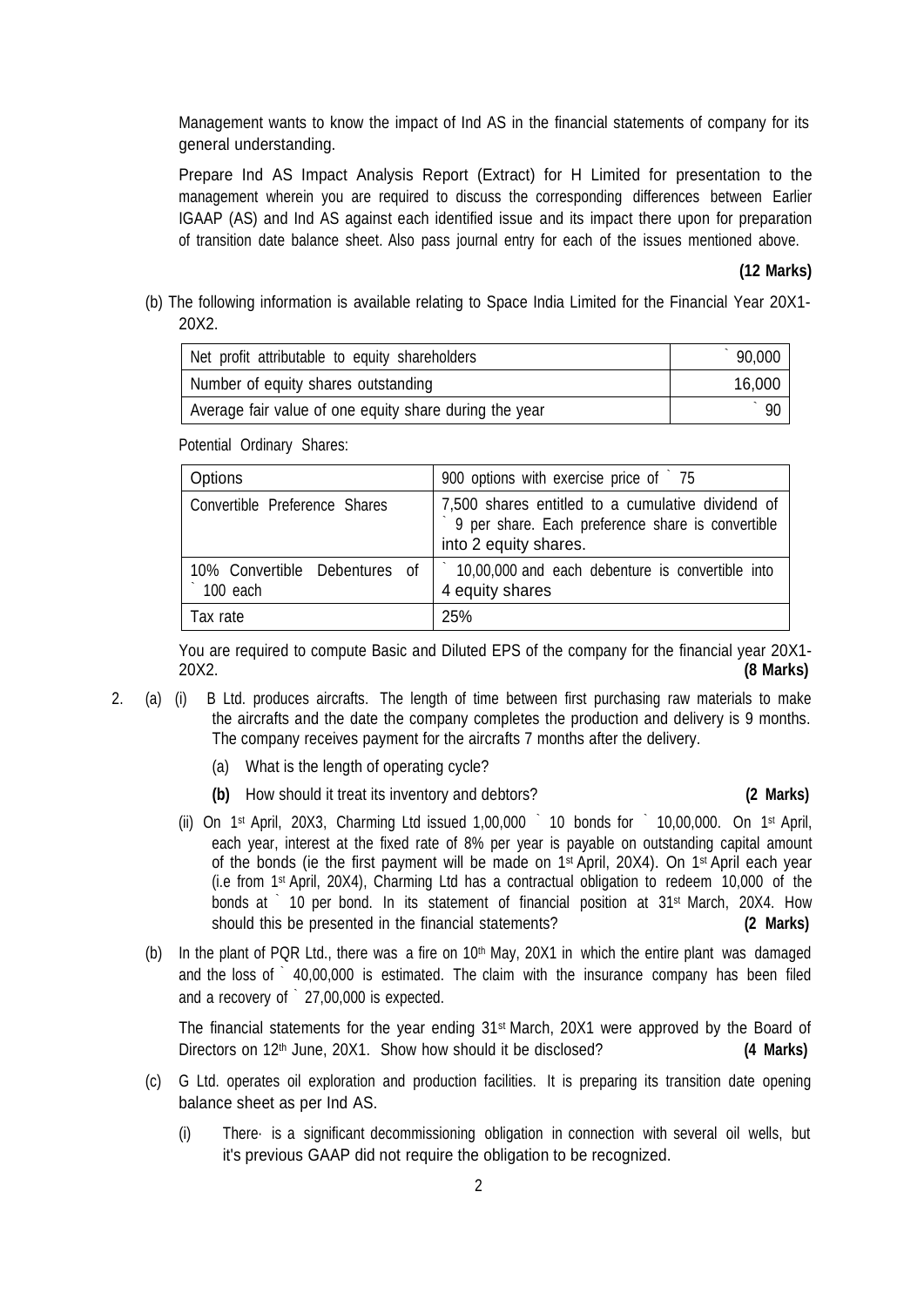Management wants to know the impact of Ind AS in the financial statements of company for its general understanding.

Prepare Ind AS Impact Analysis Report (Extract) for H Limited for presentation to the management wherein you are required to discuss the corresponding differences between Earlier IGAAP (AS) and Ind AS against each identified issue and its impact there upon for preparation of transition date balance sheet. Also pass journal entry for each of the issues mentioned above.

**(12 Marks)**

(b) The following information is available relating to Space India Limited for the Financial Year 20X1-20X2.

| | |
|---|---|
| Net profit attributable to equity shareholders | ` 90,000 |
| Number of equity shares outstanding | 16,000 |
| Average fair value of one equity share during the year | ` 90 |

Potential Ordinary Shares:

| | |
|---|---|
| Options | 900 options with exercise price of ` 75 |
| Convertible Preference Shares | 7,500 shares entitled to a cumulative dividend of ` 9 per share. Each preference share is convertible into 2 equity shares. |
| 10% Convertible Debentures of ` 100 each | ` 10,00,000 and each debenture is convertible into 4 equity shares |
| Tax rate | 25% |

You are required to compute Basic and Diluted EPS of the company for the financial year 20X1-20X2. **(8 Marks)**

2. (a) (i) B Ltd. produces aircrafts. The length of time between first purchasing raw materials to make the aircrafts and the date the company completes the production and delivery is 9 months. The company receives payment for the aircrafts 7 months after the delivery.

   (a) What is the length of operating cycle?

   **(b)** How should it treat its inventory and debtors? **(2 Marks)**

   (ii) On 1st April, 20X3, Charming Ltd issued 1,00,000 ` 10 bonds for ` 10,00,000. On 1st April, each year, interest at the fixed rate of 8% per year is payable on outstanding capital amount of the bonds (ie the first payment will be made on 1st April, 20X4). On 1st April each year (i.e from 1st April, 20X4), Charming Ltd has a contractual obligation to redeem 10,000 of the bonds at ` 10 per bond. In its statement of financial position at 31st March, 20X4. How should this be presented in the financial statements? **(2 Marks)**

(b) In the plant of PQR Ltd., there was a fire on 10th May, 20X1 in which the entire plant was damaged and the loss of ` 40,00,000 is estimated. The claim with the insurance company has been filed and a recovery of ` 27,00,000 is expected.

The financial statements for the year ending 31st March, 20X1 were approved by the Board of Directors on 12th June, 20X1. Show how should it be disclosed? **(4 Marks)**

(c) G Ltd. operates oil exploration and production facilities. It is preparing its transition date opening balance sheet as per Ind AS.

   (i) There· is a significant decommissioning obligation in connection with several oil wells, but it's previous GAAP did not require the obligation to be recognized.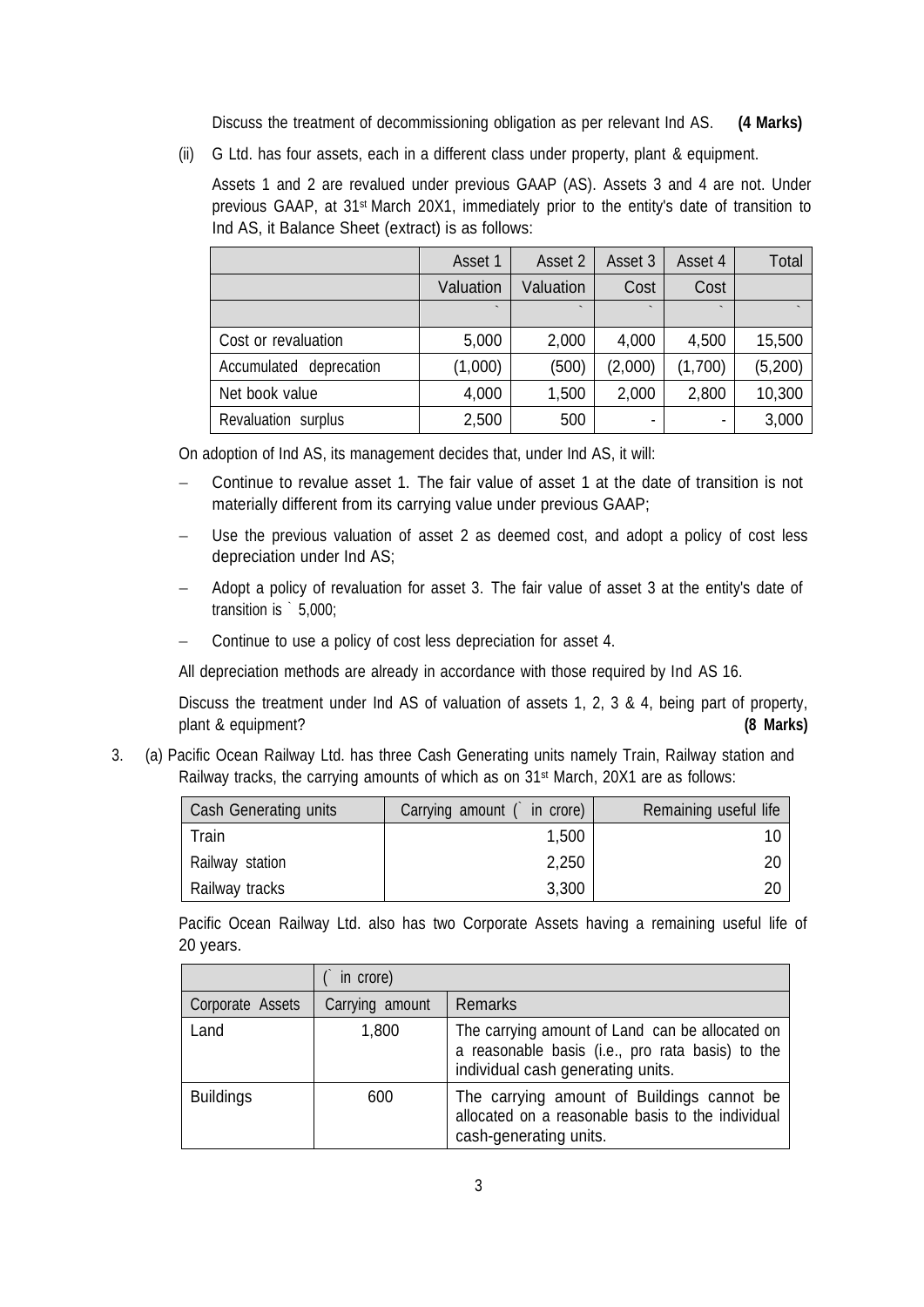Discuss the treatment of decommissioning obligation as per relevant Ind AS. **(4 Marks)**

(ii) G Ltd. has four assets, each in a different class under property, plant & equipment.

Assets 1 and 2 are revalued under previous GAAP (AS). Assets 3 and 4 are not. Under previous GAAP, at 31st March 20X1, immediately prior to the entity's date of transition to Ind AS, it Balance Sheet (extract) is as follows:

| | Asset 1 | Asset 2 | Asset 3 | Asset 4 | Total |
|---|---|---|---|---|---|
| | Valuation | Valuation | Cost | Cost | |
| | ` | ` | ` | ` | ` |
| Cost or revaluation | 5,000 | 2,000 | 4,000 | 4,500 | 15,500 |
| Accumulated deprecation | (1,000) | (500) | (2,000) | (1,700) | (5,200) |
| Net book value | 4,000 | 1,500 | 2,000 | 2,800 | 10,300 |
| Revaluation surplus | 2,500 | 500 | - | - | 3,000 |

On adoption of Ind AS, its management decides that, under Ind AS, it will:

- Continue to revalue asset 1. The fair value of asset 1 at the date of transition is not materially different from its carrying value under previous GAAP;
- Use the previous valuation of asset 2 as deemed cost, and adopt a policy of cost less depreciation under Ind AS;
- Adopt a policy of revaluation for asset 3. The fair value of asset 3 at the entity's date of transition is ` 5,000;
- Continue to use a policy of cost less depreciation for asset 4.

All depreciation methods are already in accordance with those required by Ind AS 16.

Discuss the treatment under Ind AS of valuation of assets 1, 2, 3 & 4, being part of property, plant & equipment? **(8 Marks)**

3. (a) Pacific Ocean Railway Ltd. has three Cash Generating units namely Train, Railway station and Railway tracks, the carrying amounts of which as on 31st March, 20X1 are as follows:

| Cash Generating units | Carrying amount (` in crore) | Remaining useful life |
|---|---|---|
| Train | 1,500 | 10 |
| Railway station | 2,250 | 20 |
| Railway tracks | 3,300 | 20 |

Pacific Ocean Railway Ltd. also has two Corporate Assets having a remaining useful life of 20 years.

| | (` in crore) | |
|---|---|---|
| Corporate Assets | Carrying amount | Remarks |
| Land | 1,800 | The carrying amount of Land can be allocated on a reasonable basis (i.e., pro rata basis) to the individual cash generating units. |
| Buildings | 600 | The carrying amount of Buildings cannot be allocated on a reasonable basis to the individual cash-generating units. |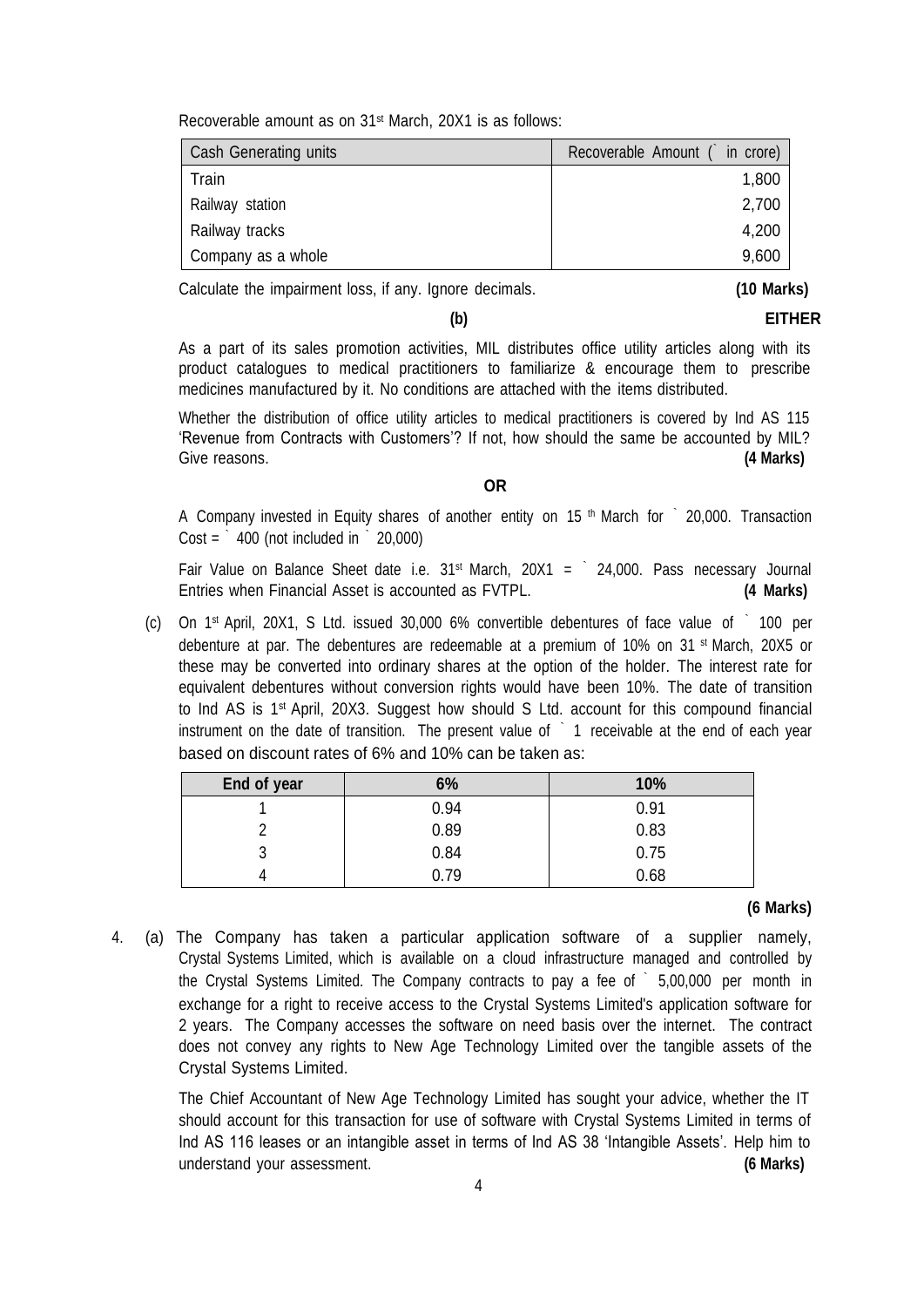Recoverable amount as on 31st March, 20X1 is as follows:

| Cash Generating units | Recoverable Amount (` in crore) |
|---|---|
| Train | 1,800 |
| Railway station | 2,700 |
| Railway tracks | 4,200 |
| Company as a whole | 9,600 |

Calculate the impairment loss, if any. Ignore decimals. **(10 Marks)**

**(b) EITHER**

As a part of its sales promotion activities, MIL distributes office utility articles along with its product catalogues to medical practitioners to familiarize & encourage them to prescribe medicines manufactured by it. No conditions are attached with the items distributed.

Whether the distribution of office utility articles to medical practitioners is covered by Ind AS 115 'Revenue from Contracts with Customers'? If not, how should the same be accounted by MIL? Give reasons. **(4 Marks)**

**OR**

A Company invested in Equity shares of another entity on 15th March for ` 20,000. Transaction Cost = ` 400 (not included in ` 20,000)

Fair Value on Balance Sheet date i.e. 31st March, 20X1 = ` 24,000. Pass necessary Journal Entries when Financial Asset is accounted as FVTPL. **(4 Marks)**

(c) On 1st April, 20X1, S Ltd. issued 30,000 6% convertible debentures of face value of ` 100 per debenture at par. The debentures are redeemable at a premium of 10% on 31st March, 20X5 or these may be converted into ordinary shares at the option of the holder. The interest rate for equivalent debentures without conversion rights would have been 10%. The date of transition to Ind AS is 1st April, 20X3. Suggest how should S Ltd. account for this compound financial instrument on the date of transition. The present value of ` 1 receivable at the end of each year based on discount rates of 6% and 10% can be taken as:

| End of year | 6% | 10% |
|---|---|---|
| 1 | 0.94 | 0.91 |
| 2 | 0.89 | 0.83 |
| 3 | 0.84 | 0.75 |
| 4 | 0.79 | 0.68 |

**(6 Marks)**

4. (a) The Company has taken a particular application software of a supplier namely, Crystal Systems Limited, which is available on a cloud infrastructure managed and controlled by the Crystal Systems Limited. The Company contracts to pay a fee of ` 5,00,000 per month in exchange for a right to receive access to the Crystal Systems Limited's application software for 2 years. The Company accesses the software on need basis over the internet. The contract does not convey any rights to New Age Technology Limited over the tangible assets of the Crystal Systems Limited.

The Chief Accountant of New Age Technology Limited has sought your advice, whether the IT should account for this transaction for use of software with Crystal Systems Limited in terms of Ind AS 116 leases or an intangible asset in terms of Ind AS 38 'Intangible Assets'. Help him to understand your assessment. **(6 Marks)**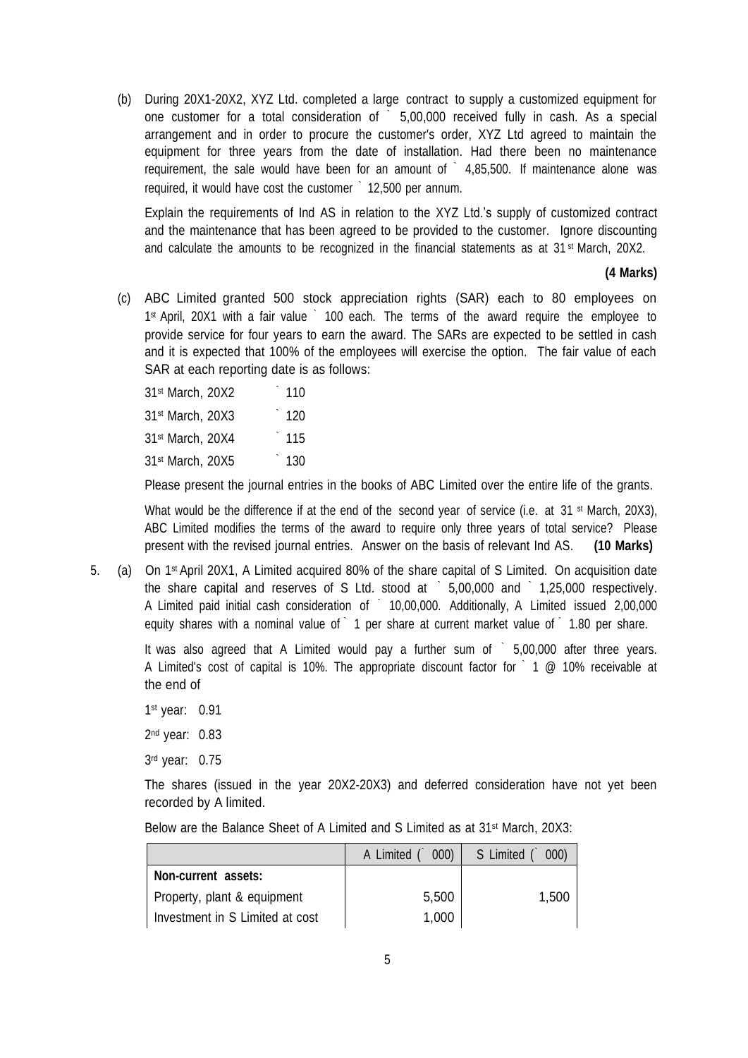(b) During 20X1-20X2, XYZ Ltd. completed a large contract to supply a customized equipment for one customer for a total consideration of ` 5,00,000 received fully in cash. As a special arrangement and in order to procure the customer's order, XYZ Ltd agreed to maintain the equipment for three years from the date of installation. Had there been no maintenance requirement, the sale would have been for an amount of ` 4,85,500. If maintenance alone was required, it would have cost the customer ` 12,500 per annum.

Explain the requirements of Ind AS in relation to the XYZ Ltd.'s supply of customized contract and the maintenance that has been agreed to be provided to the customer. Ignore discounting and calculate the amounts to be recognized in the financial statements as at 31st March, 20X2.

**(4 Marks)**

(c) ABC Limited granted 500 stock appreciation rights (SAR) each to 80 employees on 1st April, 20X1 with a fair value ` 100 each. The terms of the award require the employee to provide service for four years to earn the award. The SARs are expected to be settled in cash and it is expected that 100% of the employees will exercise the option. The fair value of each SAR at each reporting date is as follows:

| | |
|---|---|
| 31st March, 20X2 | ` 110 |
| 31st March, 20X3 | ` 120 |
| 31st March, 20X4 | ` 115 |
| 31st March, 20X5 | ` 130 |

Please present the journal entries in the books of ABC Limited over the entire life of the grants.

What would be the difference if at the end of the second year of service (i.e. at 31st March, 20X3), ABC Limited modifies the terms of the award to require only three years of total service? Please present with the revised journal entries. Answer on the basis of relevant Ind AS. **(10 Marks)**

5. (a) On 1st April 20X1, A Limited acquired 80% of the share capital of S Limited. On acquisition date the share capital and reserves of S Ltd. stood at ` 5,00,000 and ` 1,25,000 respectively. A Limited paid initial cash consideration of ` 10,00,000. Additionally, A Limited issued 2,00,000 equity shares with a nominal value of ` 1 per share at current market value of ` 1.80 per share.

It was also agreed that A Limited would pay a further sum of ` 5,00,000 after three years. A Limited's cost of capital is 10%. The appropriate discount factor for ` 1 @ 10% receivable at the end of

1st year: 0.91

2nd year: 0.83

3rd year: 0.75

The shares (issued in the year 20X2-20X3) and deferred consideration have not yet been recorded by A limited.

Below are the Balance Sheet of A Limited and S Limited as at 31st March, 20X3:

| | A Limited (` 000) | S Limited (` 000) |
|---|---|---|
| **Non-current assets:** | | |
| Property, plant & equipment | 5,500 | 1,500 |
| Investment in S Limited at cost | 1,000 | |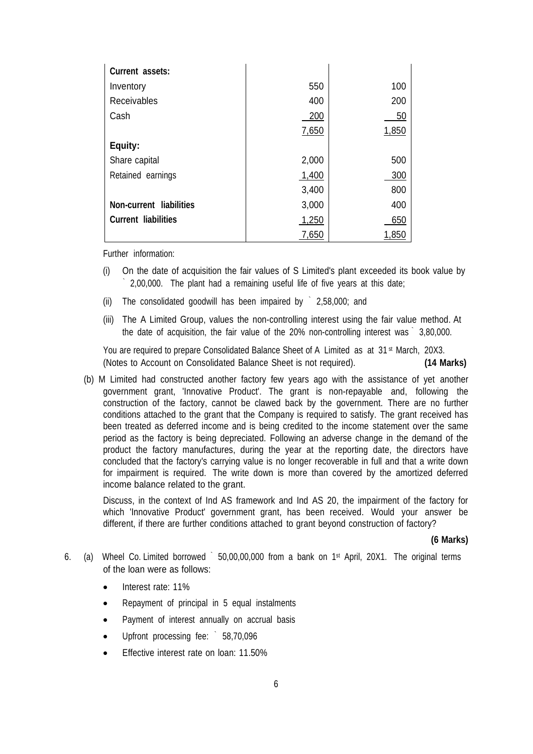| | | |
|---|---|---|
| **Current assets:** | | |
| Inventory | 550 | 100 |
| Receivables | 400 | 200 |
| Cash | 200 | 50 |
| | 7,650 | 1,850 |
| **Equity:** | | |
| Share capital | 2,000 | 500 |
| Retained earnings | 1,400 | 300 |
| | 3,400 | 800 |
| **Non-current liabilities** | 3,000 | 400 |
| **Current liabilities** | 1,250 | 650 |
| | 7,650 | 1,850 |

Further information:

(i) On the date of acquisition the fair values of S Limited's plant exceeded its book value by ` 2,00,000. The plant had a remaining useful life of five years at this date;

(ii) The consolidated goodwill has been impaired by ` 2,58,000; and

(iii) The A Limited Group, values the non-controlling interest using the fair value method. At the date of acquisition, the fair value of the 20% non-controlling interest was ` 3,80,000.

You are required to prepare Consolidated Balance Sheet of A Limited as at 31st March, 20X3. (Notes to Account on Consolidated Balance Sheet is not required). **(14 Marks)**

(b) M Limited had constructed another factory few years ago with the assistance of yet another government grant, 'Innovative Product'. The grant is non-repayable and, following the construction of the factory, cannot be clawed back by the government. There are no further conditions attached to the grant that the Company is required to satisfy. The grant received has been treated as deferred income and is being credited to the income statement over the same period as the factory is being depreciated. Following an adverse change in the demand of the product the factory manufactures, during the year at the reporting date, the directors have concluded that the factory's carrying value is no longer recoverable in full and that a write down for impairment is required. The write down is more than covered by the amortized deferred income balance related to the grant.

Discuss, in the context of Ind AS framework and Ind AS 20, the impairment of the factory for which 'Innovative Product' government grant, has been received. Would your answer be different, if there are further conditions attached to grant beyond construction of factory?

**(6 Marks)**

6. (a) Wheel Co. Limited borrowed ` 50,00,00,000 from a bank on 1st April, 20X1. The original terms of the loan were as follows:

- Interest rate: 11%
- Repayment of principal in 5 equal instalments
- Payment of interest annually on accrual basis
- Upfront processing fee: ` 58,70,096
- Effective interest rate on loan: 11.50%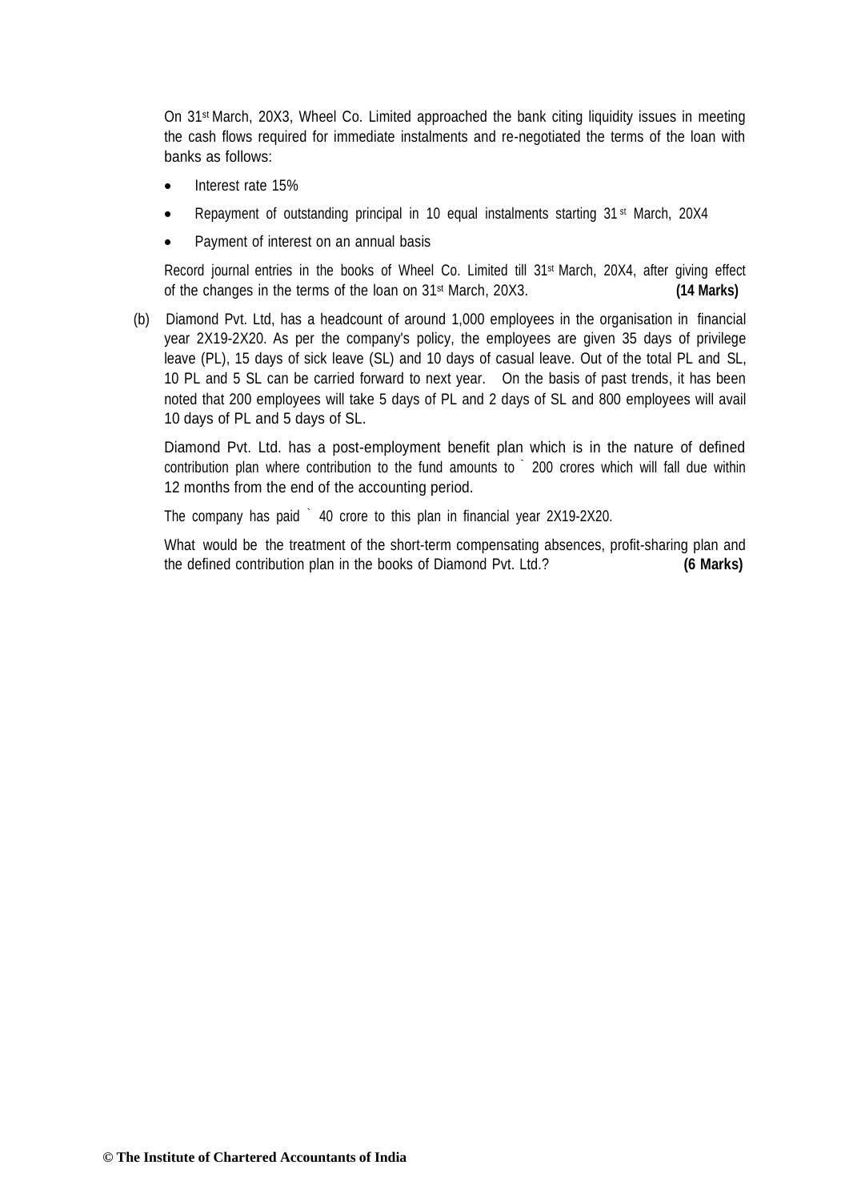On 31st March, 20X3, Wheel Co. Limited approached the bank citing liquidity issues in meeting the cash flows required for immediate instalments and re-negotiated the terms of the loan with banks as follows:

- Interest rate 15%
- Repayment of outstanding principal in 10 equal instalments starting 31st March, 20X4
- Payment of interest on an annual basis

Record journal entries in the books of Wheel Co. Limited till 31st March, 20X4, after giving effect of the changes in the terms of the loan on 31st March, 20X3. **(14 Marks)**

(b) Diamond Pvt. Ltd, has a headcount of around 1,000 employees in the organisation in financial year 2X19-2X20. As per the company's policy, the employees are given 35 days of privilege leave (PL), 15 days of sick leave (SL) and 10 days of casual leave. Out of the total PL and SL, 10 PL and 5 SL can be carried forward to next year. On the basis of past trends, it has been noted that 200 employees will take 5 days of PL and 2 days of SL and 800 employees will avail 10 days of PL and 5 days of SL.

Diamond Pvt. Ltd. has a post-employment benefit plan which is in the nature of defined contribution plan where contribution to the fund amounts to ` 200 crores which will fall due within 12 months from the end of the accounting period.

The company has paid ` 40 crore to this plan in financial year 2X19-2X20.

What would be the treatment of the short-term compensating absences, profit-sharing plan and the defined contribution plan in the books of Diamond Pvt. Ltd.? **(6 Marks)**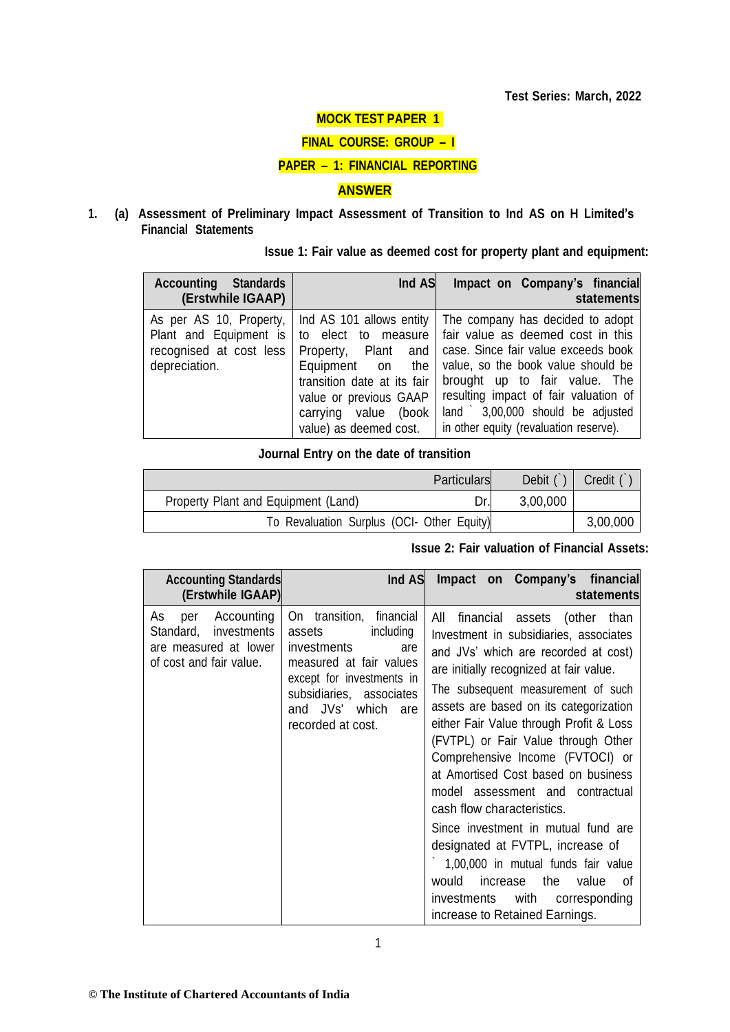Test Series: March, 2022

**MOCK TEST PAPER 1**

**FINAL COURSE: GROUP – I**

**PAPER – 1: FINANCIAL REPORTING**

**ANSWER**

**1. (a) Assessment of Preliminary Impact Assessment of Transition to Ind AS on H Limited's Financial Statements**

**Issue 1: Fair value as deemed cost for property plant and equipment:**

| Accounting Standards (Erstwhile IGAAP) | Ind AS | Impact on Company's financial statements |
|---|---|---|
| As per AS 10, Property, Plant and Equipment is recognised at cost less depreciation. | Ind AS 101 allows entity to elect to measure Property, Plant and Equipment on the transition date at its fair value or previous GAAP carrying value (book value) as deemed cost. | The company has decided to adopt fair value as deemed cost in this case. Since fair value exceeds book value, so the book value should be brought up to fair value. The resulting impact of fair valuation of land ` 3,00,000 should be adjusted in other equity (revaluation reserve). |

**Journal Entry on the date of transition**

| Particulars | | Debit (`) | Credit (`) |
|---|---|---|---|
| Property Plant and Equipment (Land) | Dr. | 3,00,000 | |
| To Revaluation Surplus (OCI- Other Equity) | | | 3,00,000 |

**Issue 2: Fair valuation of Financial Assets:**

| Accounting Standards (Erstwhile IGAAP) | Ind AS | Impact on Company's financial statements |
|---|---|---|
| As per Accounting Standard, investments are measured at lower of cost and fair value. | On transition, financial assets including investments are measured at fair values except for investments in subsidiaries, associates and JVs' which are recorded at cost. | All financial assets (other than Investment in subsidiaries, associates and JVs' which are recorded at cost) are initially recognized at fair value.<br>The subsequent measurement of such assets are based on its categorization either Fair Value through Profit & Loss (FVTPL) or Fair Value through Other Comprehensive Income (FVTOCI) or at Amortised Cost based on business model assessment and contractual cash flow characteristics.<br>Since investment in mutual fund are designated at FVTPL, increase of ` 1,00,000 in mutual funds fair value would increase the value of investments with corresponding increase to Retained Earnings. |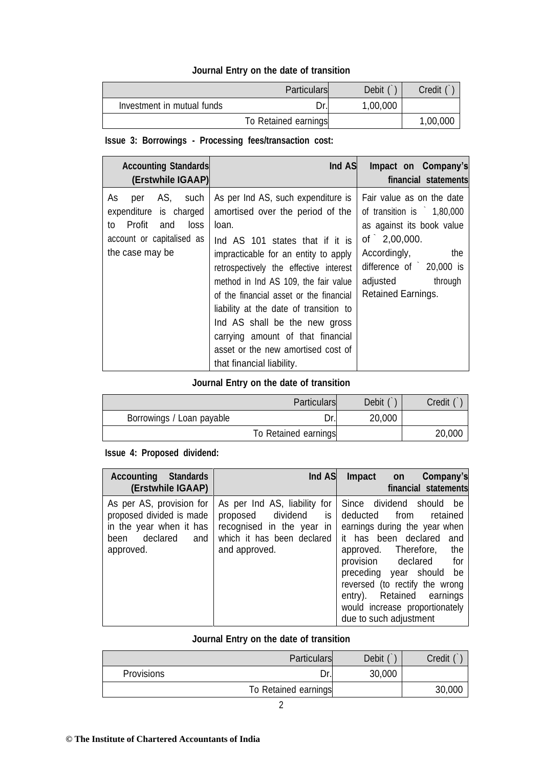**Journal Entry on the date of transition**

| Particulars | | Debit (`) | Credit (`) |
|---|---|---|---|
| Investment in mutual funds | Dr. | 1,00,000 | |
| To Retained earnings | | | 1,00,000 |

**Issue 3: Borrowings - Processing fees/transaction cost:**

| Accounting Standards (Erstwhile IGAAP) | Ind AS | Impact on Company's financial statements |
|---|---|---|
| As per AS, such expenditure is charged to Profit and loss account or capitalised as the case may be | As per Ind AS, such expenditure is amortised over the period of the loan.<br>Ind AS 101 states that if it is impracticable for an entity to apply retrospectively the effective interest method in Ind AS 109, the fair value of the financial asset or the financial liability at the date of transition to Ind AS shall be the new gross carrying amount of that financial asset or the new amortised cost of that financial liability. | Fair value as on the date of transition is ` 1,80,000 as against its book value of ` 2,00,000. Accordingly, the difference of ` 20,000 is adjusted through Retained Earnings. |

**Journal Entry on the date of transition**

| Particulars | | Debit (`) | Credit (`) |
|---|---|---|---|
| Borrowings / Loan payable | Dr. | 20,000 | |
| To Retained earnings | | | 20,000 |

**Issue 4: Proposed dividend:**

| Accounting Standards (Erstwhile IGAAP) | Ind AS | Impact on Company's financial statements |
|---|---|---|
| As per AS, provision for proposed divided is made in the year when it has been declared and approved. | As per Ind AS, liability for proposed dividend is recognised in the year in which it has been declared and approved. | Since dividend should be deducted from retained earnings during the year when it has been declared and approved. Therefore, the provision declared for preceding year should be reversed (to rectify the wrong entry). Retained earnings would increase proportionately due to such adjustment |

**Journal Entry on the date of transition**

| Particulars | | Debit (`) | Credit (`) |
|---|---|---|---|
| Provisions | Dr. | 30,000 | |
| To Retained earnings | | | 30,000 |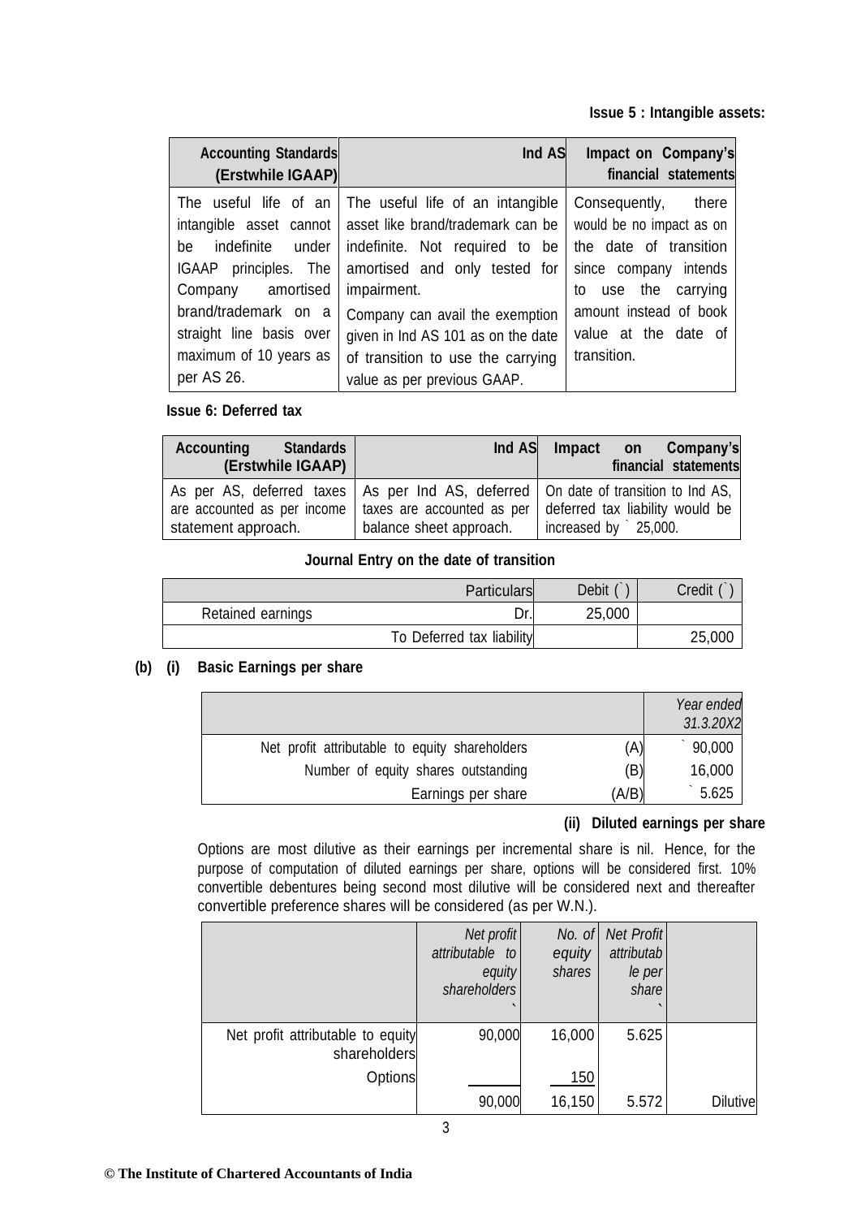**Issue 5 : Intangible assets:**

| Accounting Standards (Erstwhile IGAAP) | Ind AS | Impact on Company's financial statements |
|---|---|---|
| The useful life of an intangible asset cannot be indefinite under IGAAP principles. The Company amortised brand/trademark on a straight line basis over maximum of 10 years as per AS 26. | The useful life of an intangible asset like brand/trademark can be indefinite. Not required to be amortised and only tested for impairment. Company can avail the exemption given in Ind AS 101 as on the date of transition to use the carrying value as per previous GAAP. | Consequently, there would be no impact as on the date of transition since company intends to use the carrying amount instead of book value at the date of transition. |

**Issue 6: Deferred tax**

| Accounting Standards (Erstwhile IGAAP) | Ind AS | Impact on Company's financial statements |
|---|---|---|
| As per AS, deferred taxes are accounted as per income statement approach. | As per Ind AS, deferred taxes are accounted as per balance sheet approach. | On date of transition to Ind AS, deferred tax liability would be increased by ` 25,000. |

**Journal Entry on the date of transition**

| Particulars | | Debit (`) | Credit (`) |
|---|---|---|---|
| Retained earnings | Dr. | 25,000 | |
| To Deferred tax liability | | | 25,000 |

**(b) (i) Basic Earnings per share**

| | | *Year ended 31.3.20X2* |
|---|---|---|
| Net profit attributable to equity shareholders | (A) | ` 90,000 |
| Number of equity shares outstanding | (B) | 16,000 |
| Earnings per share | (A/B) | ` 5.625 |

**(ii) Diluted earnings per share**

Options are most dilutive as their earnings per incremental share is nil. Hence, for the purpose of computation of diluted earnings per share, options will be considered first. 10% convertible debentures being second most dilutive will be considered next and thereafter convertible preference shares will be considered (as per W.N.).

| | *Net profit attributable to equity shareholders* ` | *No. of equity shares* | *Net Profit attributable per share* ` | |
|---|---|---|---|---|
| Net profit attributable to equity shareholders | 90,000 | 16,000 | 5.625 | |
| Options | | 150 | | |
| | 90,000 | 16,150 | 5.572 | Dilutive |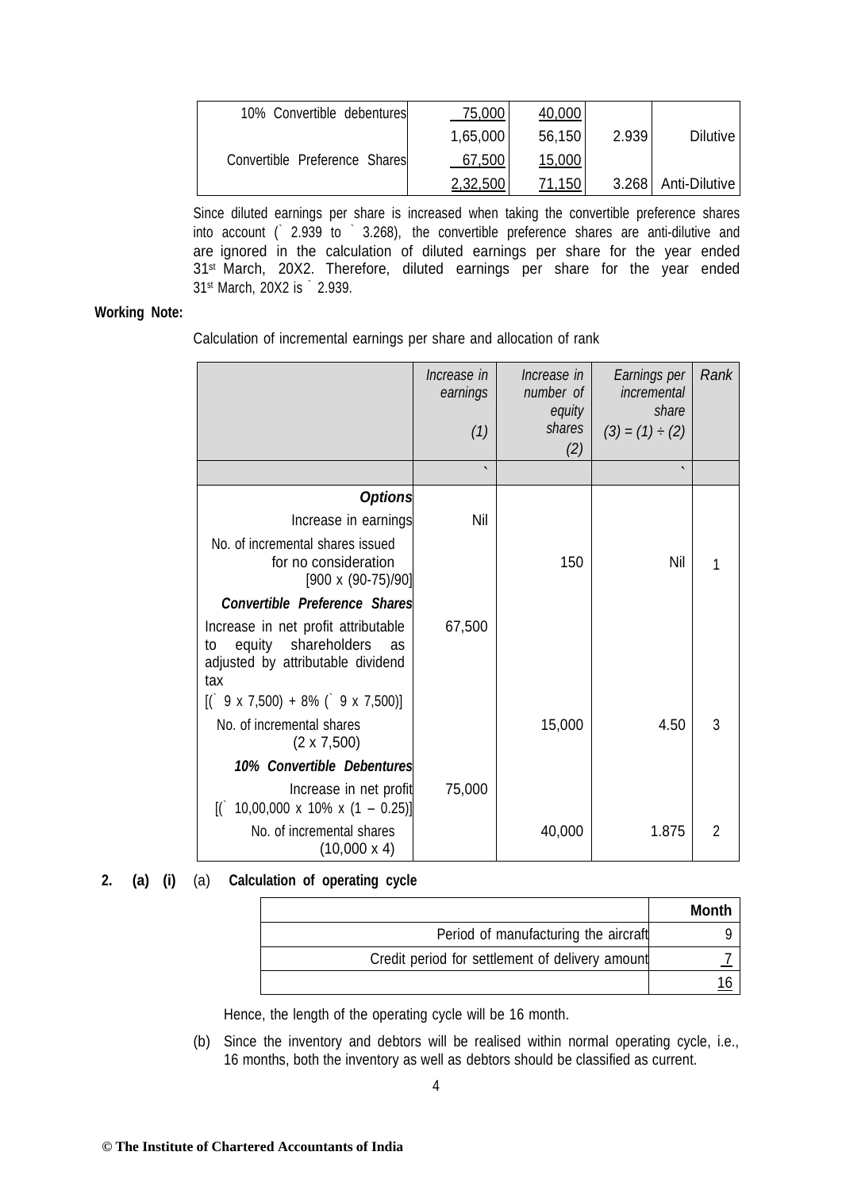| | | | | |
|---|---|---|---|---|
| 10% Convertible debentures | 75,000 | 40,000 | | |
| | 1,65,000 | 56,150 | 2.939 | Dilutive |
| Convertible Preference Shares | 67,500 | 15,000 | | |
| | 2,32,500 | 71,150 | 3.268 | Anti-Dilutive |

Since diluted earnings per share is increased when taking the convertible preference shares into account (` 2.939 to ` 3.268), the convertible preference shares are anti-dilutive and are ignored in the calculation of diluted earnings per share for the year ended 31st March, 20X2. Therefore, diluted earnings per share for the year ended 31st March, 20X2 is ` 2.939.

**Working Note:**

Calculation of incremental earnings per share and allocation of rank

| | *Increase in earnings (1)* | *Increase in number of equity shares (2)* | *Earnings per incremental share (3) = (1) ÷ (2)* | *Rank* |
|---|---|---|---|---|
| | ` | | ` | |
| ***Options*** | | | | |
| Increase in earnings | Nil | | | |
| No. of incremental shares issued for no consideration [900 x (90-75)/90] | | 150 | Nil | 1 |
| ***Convertible Preference Shares*** | | | | |
| Increase in net profit attributable to equity shareholders as adjusted by attributable dividend tax [(` 9 x 7,500) + 8% (` 9 x 7,500)] | 67,500 | | | |
| No. of incremental shares (2 x 7,500) | | 15,000 | 4.50 | 3 |
| ***10% Convertible Debentures*** | | | | |
| Increase in net profit [(` 10,00,000 x 10% x (1 – 0.25)] | 75,000 | | | |
| No. of incremental shares (10,000 x 4) | | 40,000 | 1.875 | 2 |

**2. (a) (i)** (a) **Calculation of operating cycle**

| | **Month** |
|---|---|
| Period of manufacturing the aircraft | 9 |
| Credit period for settlement of delivery amount | 7 |
| | 16 |

Hence, the length of the operating cycle will be 16 month.

(b) Since the inventory and debtors will be realised within normal operating cycle, i.e., 16 months, both the inventory as well as debtors should be classified as current.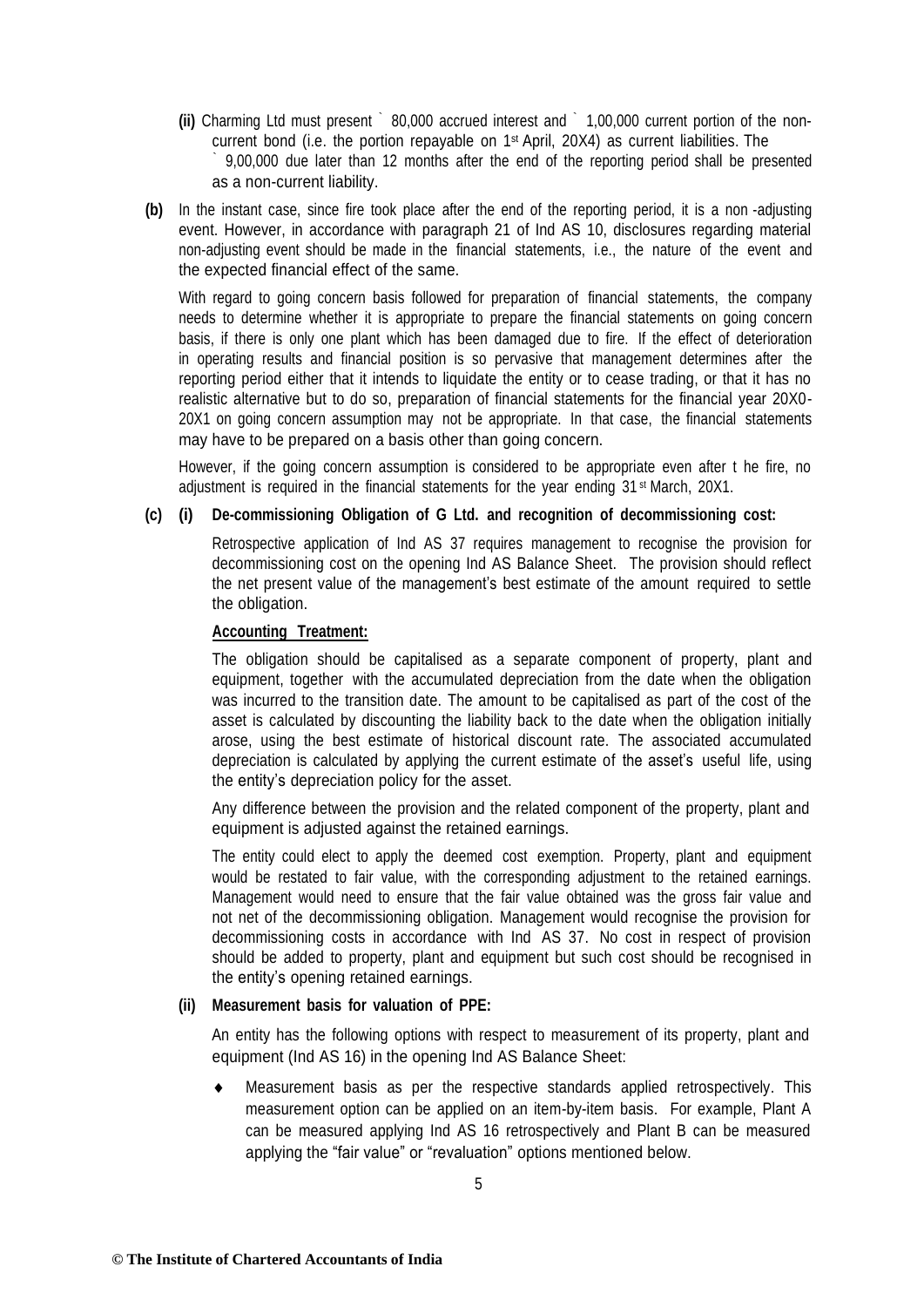**(ii)** Charming Ltd must present ` 80,000 accrued interest and ` 1,00,000 current portion of the non-current bond (i.e. the portion repayable on 1st April, 20X4) as current liabilities. The ` 9,00,000 due later than 12 months after the end of the reporting period shall be presented as a non-current liability.

**(b)** In the instant case, since fire took place after the end of the reporting period, it is a non -adjusting event. However, in accordance with paragraph 21 of Ind AS 10, disclosures regarding material non-adjusting event should be made in the financial statements, i.e., the nature of the event and the expected financial effect of the same.

With regard to going concern basis followed for preparation of financial statements, the company needs to determine whether it is appropriate to prepare the financial statements on going concern basis, if there is only one plant which has been damaged due to fire. If the effect of deterioration in operating results and financial position is so pervasive that management determines after the reporting period either that it intends to liquidate the entity or to cease trading, or that it has no realistic alternative but to do so, preparation of financial statements for the financial year 20X0-20X1 on going concern assumption may not be appropriate. In that case, the financial statements may have to be prepared on a basis other than going concern.

However, if the going concern assumption is considered to be appropriate even after t he fire, no adjustment is required in the financial statements for the year ending 31st March, 20X1.

**(c) (i) De-commissioning Obligation of G Ltd. and recognition of decommissioning cost:**

Retrospective application of Ind AS 37 requires management to recognise the provision for decommissioning cost on the opening Ind AS Balance Sheet. The provision should reflect the net present value of the management's best estimate of the amount required to settle the obligation.

**Accounting Treatment:**

The obligation should be capitalised as a separate component of property, plant and equipment, together with the accumulated depreciation from the date when the obligation was incurred to the transition date. The amount to be capitalised as part of the cost of the asset is calculated by discounting the liability back to the date when the obligation initially arose, using the best estimate of historical discount rate. The associated accumulated depreciation is calculated by applying the current estimate of the asset's useful life, using the entity's depreciation policy for the asset.

Any difference between the provision and the related component of the property, plant and equipment is adjusted against the retained earnings.

The entity could elect to apply the deemed cost exemption. Property, plant and equipment would be restated to fair value, with the corresponding adjustment to the retained earnings. Management would need to ensure that the fair value obtained was the gross fair value and not net of the decommissioning obligation. Management would recognise the provision for decommissioning costs in accordance with Ind AS 37. No cost in respect of provision should be added to property, plant and equipment but such cost should be recognised in the entity's opening retained earnings.

**(ii) Measurement basis for valuation of PPE:**

An entity has the following options with respect to measurement of its property, plant and equipment (Ind AS 16) in the opening Ind AS Balance Sheet:

- Measurement basis as per the respective standards applied retrospectively. This measurement option can be applied on an item-by-item basis. For example, Plant A can be measured applying Ind AS 16 retrospectively and Plant B can be measured applying the "fair value" or "revaluation" options mentioned below.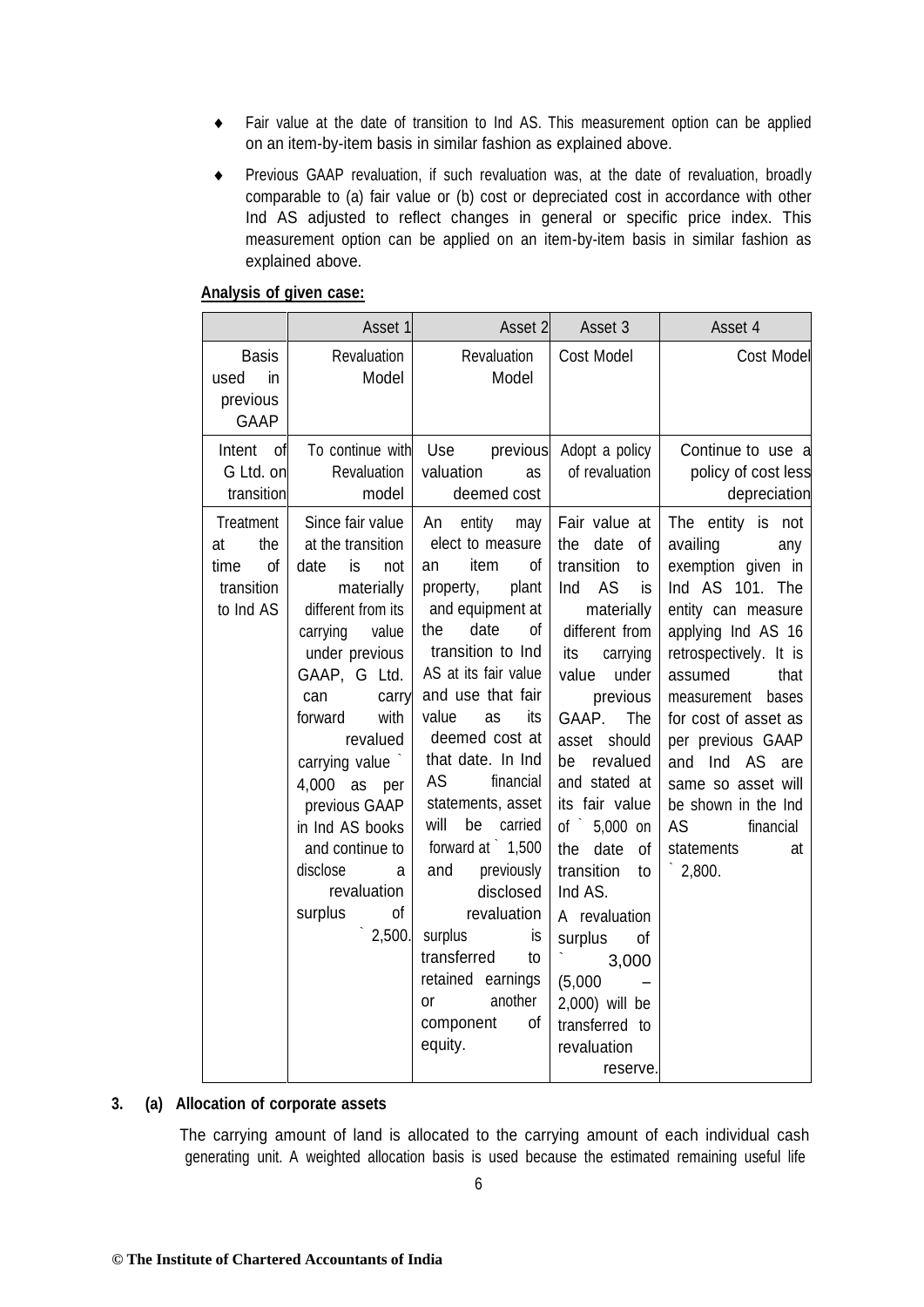- Fair value at the date of transition to Ind AS. This measurement option can be applied on an item-by-item basis in similar fashion as explained above.
- Previous GAAP revaluation, if such revaluation was, at the date of revaluation, broadly comparable to (a) fair value or (b) cost or depreciated cost in accordance with other Ind AS adjusted to reflect changes in general or specific price index. This measurement option can be applied on an item-by-item basis in similar fashion as explained above.

**Analysis of given case:**

| | Asset 1 | Asset 2 | Asset 3 | Asset 4 |
|---|---|---|---|---|
| Basis used in previous GAAP | Revaluation Model | Revaluation Model | Cost Model | Cost Model |
| Intent of G Ltd. on transition | To continue with Revaluation model | Use previous valuation as deemed cost | Adopt a policy of revaluation | Continue to use a policy of cost less depreciation |
| Treatment at the time of transition to Ind AS | Since fair value at the transition date is not materially different from its carrying value under previous GAAP, G Ltd. can carry forward with revalued carrying value ` 4,000 as per previous GAAP in Ind AS books and continue to disclose a revaluation surplus of ` 2,500. | An entity may elect to measure an item of property, plant and equipment at the date of transition to Ind AS at its fair value and use that fair value as its deemed cost at that date. In Ind AS financial statements, asset will be carried forward at ` 1,500 and previously disclosed revaluation surplus is transferred to retained earnings or another component of equity. | Fair value at the date of transition to Ind AS is materially different from its carrying value under previous GAAP. The asset should be revalued and stated at its fair value of ` 5,000 on the date of transition to Ind AS. A revaluation surplus of ` 3,000 (5,000 – 2,000) will be transferred to revaluation reserve. | The entity is not availing any exemption given in Ind AS 101. The entity can measure applying Ind AS 16 retrospectively. It is assumed that measurement bases for cost of asset as per previous GAAP and Ind AS are same so asset will be shown in the Ind AS financial statements at ` 2,800. |

**3. (a) Allocation of corporate assets**

The carrying amount of land is allocated to the carrying amount of each individual cash generating unit. A weighted allocation basis is used because the estimated remaining useful life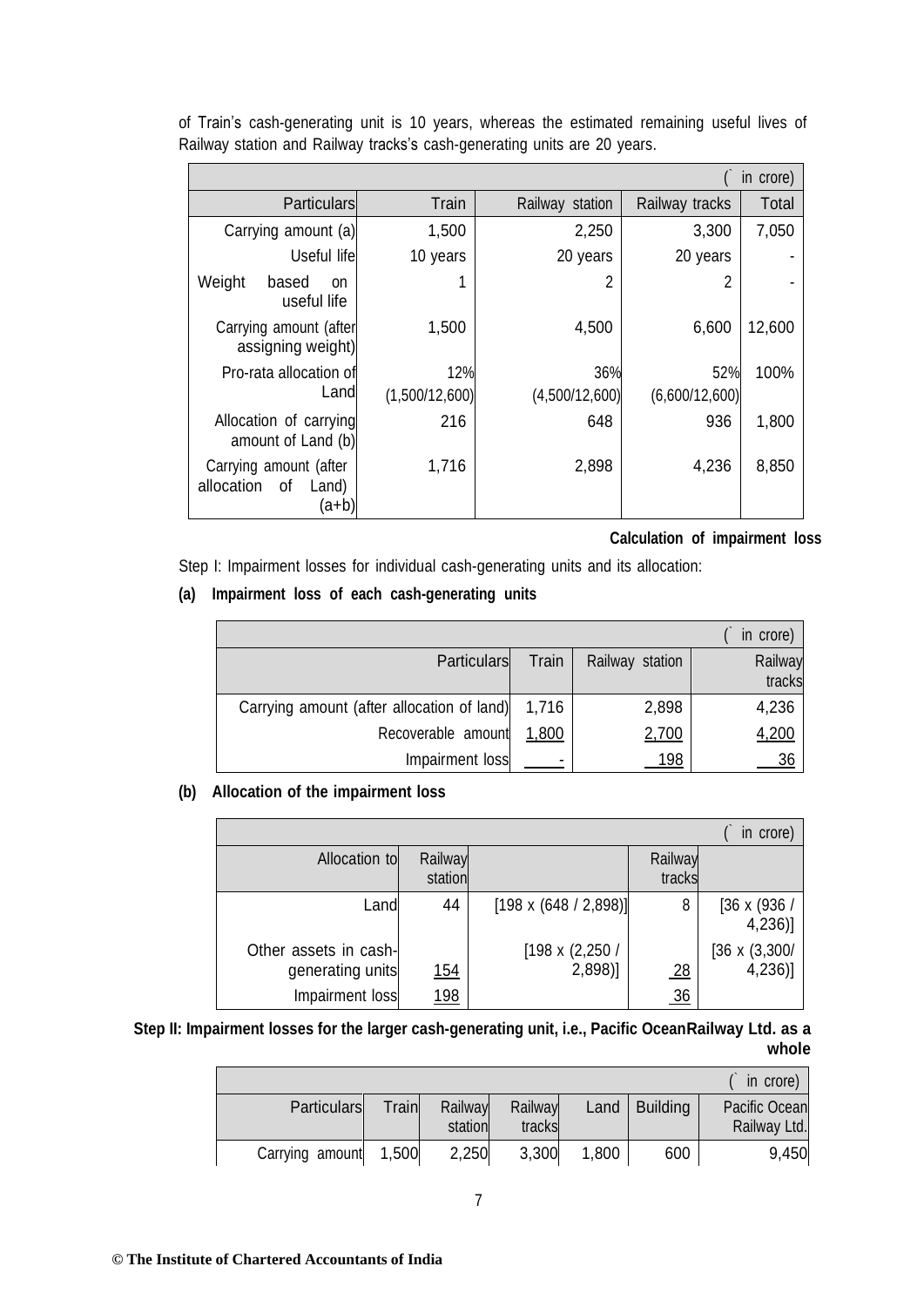of Train's cash-generating unit is 10 years, whereas the estimated remaining useful lives of Railway station and Railway tracks's cash-generating units are 20 years.

| (` in crore) | | | | |
|---|---|---|---|---|
| Particulars | Train | Railway station | Railway tracks | Total |
| Carrying amount (a) | 1,500 | 2,250 | 3,300 | 7,050 |
| Useful life | 10 years | 20 years | 20 years | - |
| Weight based on useful life | 1 | 2 | 2 | - |
| Carrying amount (after assigning weight) | 1,500 | 4,500 | 6,600 | 12,600 |
| Pro-rata allocation of Land | 12% (1,500/12,600) | 36% (4,500/12,600) | 52% (6,600/12,600) | 100% |
| Allocation of carrying amount of Land (b) | 216 | 648 | 936 | 1,800 |
| Carrying amount (after allocation of Land) (a+b) | 1,716 | 2,898 | 4,236 | 8,850 |

**Calculation of impairment loss**

Step I: Impairment losses for individual cash-generating units and its allocation:

**(a) Impairment loss of each cash-generating units**

| (` in crore) | | | |
|---|---|---|---|
| Particulars | Train | Railway station | Railway tracks |
| Carrying amount (after allocation of land) | 1,716 | 2,898 | 4,236 |
| Recoverable amount | 1,800 | 2,700 | 4,200 |
| Impairment loss | - | 198 | 36 |

**(b) Allocation of the impairment loss**

| (` in crore) | | | | |
|---|---|---|---|---|
| Allocation to | Railway station | | Railway tracks | |
| Land | 44 | [198 x (648 / 2,898)] | 8 | [36 x (936 / 4,236)] |
| Other assets in cash-generating units | 154 | [198 x (2,250 / 2,898)] | 28 | [36 x (3,300/ 4,236)] |
| Impairment loss | 198 | | 36 | |

**Step II: Impairment losses for the larger cash-generating unit, i.e., Pacific OceanRailway Ltd. as a whole**

| (` in crore) | | | | | | |
|---|---|---|---|---|---|---|
| Particulars | Train | Railway station | Railway tracks | Land | Building | Pacific Ocean Railway Ltd. |
| Carrying amount | 1,500 | 2,250 | 3,300 | 1,800 | 600 | 9,450 |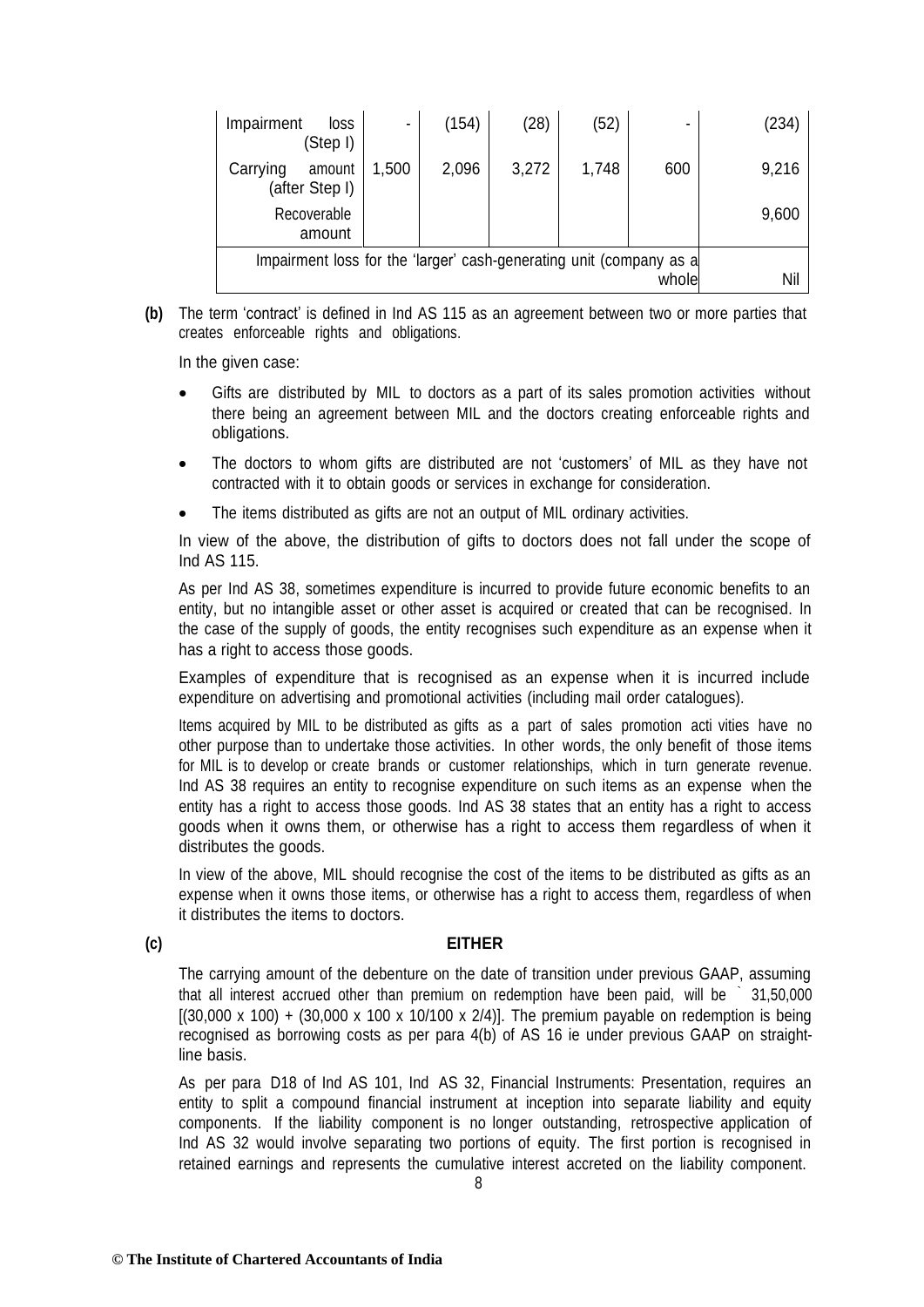| Impairment loss (Step I) | - | (154) | (28) | (52) | - | (234) |
|---|---|---|---|---|---|---|
| Carrying amount (after Step I) | 1,500 | 2,096 | 3,272 | 1,748 | 600 | 9,216 |
| Recoverable amount | | | | | | 9,600 |
| Impairment loss for the 'larger' cash-generating unit (company as a whole | | | | | | Nil |

**(b)** The term 'contract' is defined in Ind AS 115 as an agreement between two or more parties that creates enforceable rights and obligations.

In the given case:

- Gifts are distributed by MIL to doctors as a part of its sales promotion activities without there being an agreement between MIL and the doctors creating enforceable rights and obligations.
- The doctors to whom gifts are distributed are not 'customers' of MIL as they have not contracted with it to obtain goods or services in exchange for consideration.
- The items distributed as gifts are not an output of MIL ordinary activities.

In view of the above, the distribution of gifts to doctors does not fall under the scope of Ind AS 115.

As per Ind AS 38, sometimes expenditure is incurred to provide future economic benefits to an entity, but no intangible asset or other asset is acquired or created that can be recognised. In the case of the supply of goods, the entity recognises such expenditure as an expense when it has a right to access those goods.

Examples of expenditure that is recognised as an expense when it is incurred include expenditure on advertising and promotional activities (including mail order catalogues).

Items acquired by MIL to be distributed as gifts as a part of sales promotion acti vities have no other purpose than to undertake those activities. In other words, the only benefit of those items for MIL is to develop or create brands or customer relationships, which in turn generate revenue. Ind AS 38 requires an entity to recognise expenditure on such items as an expense when the entity has a right to access those goods. Ind AS 38 states that an entity has a right to access goods when it owns them, or otherwise has a right to access them regardless of when it distributes the goods.

In view of the above, MIL should recognise the cost of the items to be distributed as gifts as an expense when it owns those items, or otherwise has a right to access them, regardless of when it distributes the items to doctors.

**(c)** **EITHER**

The carrying amount of the debenture on the date of transition under previous GAAP, assuming that all interest accrued other than premium on redemption have been paid, will be ` 31,50,000 [(30,000 x 100) + (30,000 x 100 x 10/100 x 2/4)]. The premium payable on redemption is being recognised as borrowing costs as per para 4(b) of AS 16 ie under previous GAAP on straight-line basis.

As per para D18 of Ind AS 101, Ind AS 32, Financial Instruments: Presentation, requires an entity to split a compound financial instrument at inception into separate liability and equity components. If the liability component is no longer outstanding, retrospective application of Ind AS 32 would involve separating two portions of equity. The first portion is recognised in retained earnings and represents the cumulative interest accreted on the liability component.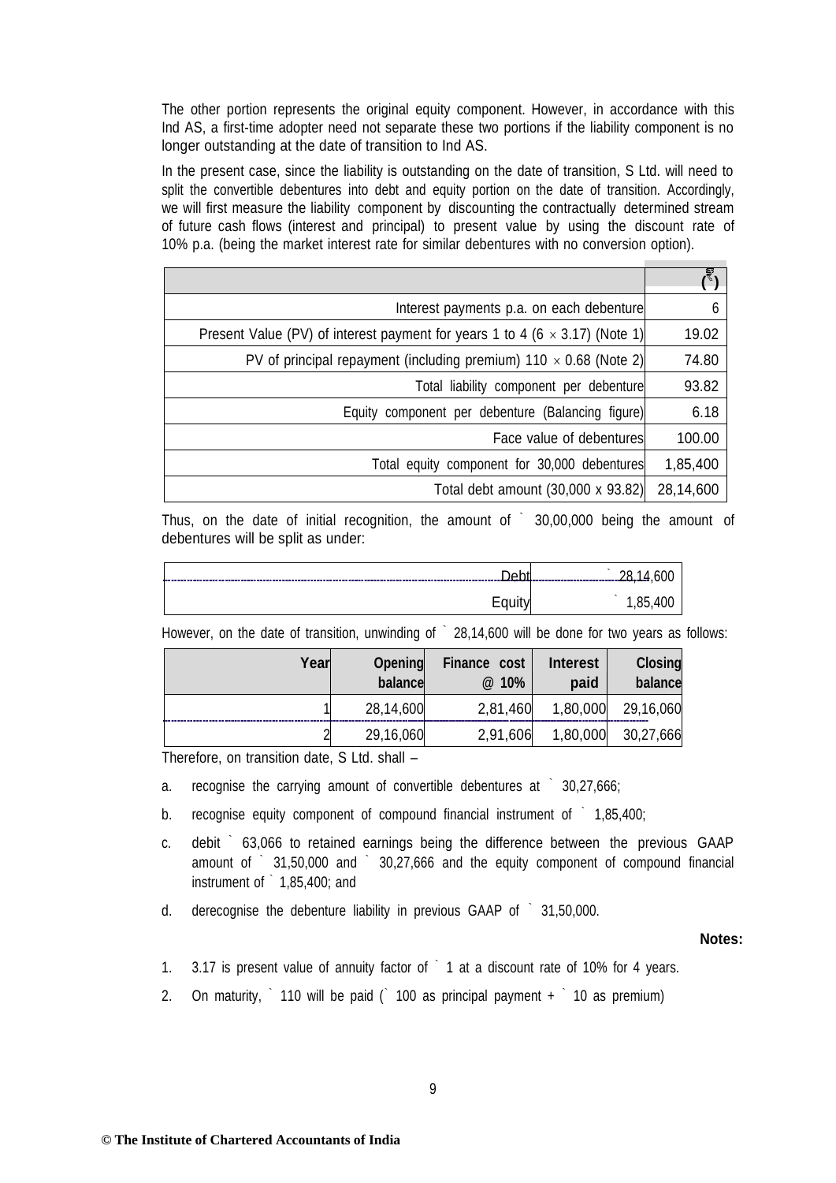The other portion represents the original equity component. However, in accordance with this Ind AS, a first-time adopter need not separate these two portions if the liability component is no longer outstanding at the date of transition to Ind AS.

In the present case, since the liability is outstanding on the date of transition, S Ltd. will need to split the convertible debentures into debt and equity portion on the date of transition. Accordingly, we will first measure the liability component by discounting the contractually determined stream of future cash flows (interest and principal) to present value by using the discount rate of 10% p.a. (being the market interest rate for similar debentures with no conversion option).

| | (₹) |
|---:|---:|
| Interest payments p.a. on each debenture | 6 |
| Present Value (PV) of interest payment for years 1 to 4 (6 × 3.17) (Note 1) | 19.02 |
| PV of principal repayment (including premium) 110 × 0.68 (Note 2) | 74.80 |
| Total liability component per debenture | 93.82 |
| Equity component per debenture (Balancing figure) | 6.18 |
| Face value of debentures | 100.00 |
| Total equity component for 30,000 debentures | 1,85,400 |
| Total debt amount (30,000 x 93.82) | 28,14,600 |

Thus, on the date of initial recognition, the amount of ₹ 30,00,000 being the amount of debentures will be split as under:

| | |
|---:|---:|
| Debt | ₹ 28,14,600 |
| Equity | ₹ 1,85,400 |

However, on the date of transition, unwinding of ₹ 28,14,600 will be done for two years as follows:

| Year | Opening balance | Finance cost @ 10% | Interest paid | Closing balance |
|---:|---:|---:|---:|---:|
| 1 | 28,14,600 | 2,81,460 | 1,80,000 | 29,16,060 |
| 2 | 29,16,060 | 2,91,606 | 1,80,000 | 30,27,666 |

Therefore, on transition date, S Ltd. shall –

a. recognise the carrying amount of convertible debentures at ₹ 30,27,666;

b. recognise equity component of compound financial instrument of ₹ 1,85,400;

c. debit ₹ 63,066 to retained earnings being the difference between the previous GAAP amount of ₹ 31,50,000 and ₹ 30,27,666 and the equity component of compound financial instrument of ₹ 1,85,400; and

d. derecognise the debenture liability in previous GAAP of ₹ 31,50,000.

**Notes:**

1. 3.17 is present value of annuity factor of ₹ 1 at a discount rate of 10% for 4 years.

2. On maturity, ₹ 110 will be paid (₹ 100 as principal payment + ₹ 10 as premium)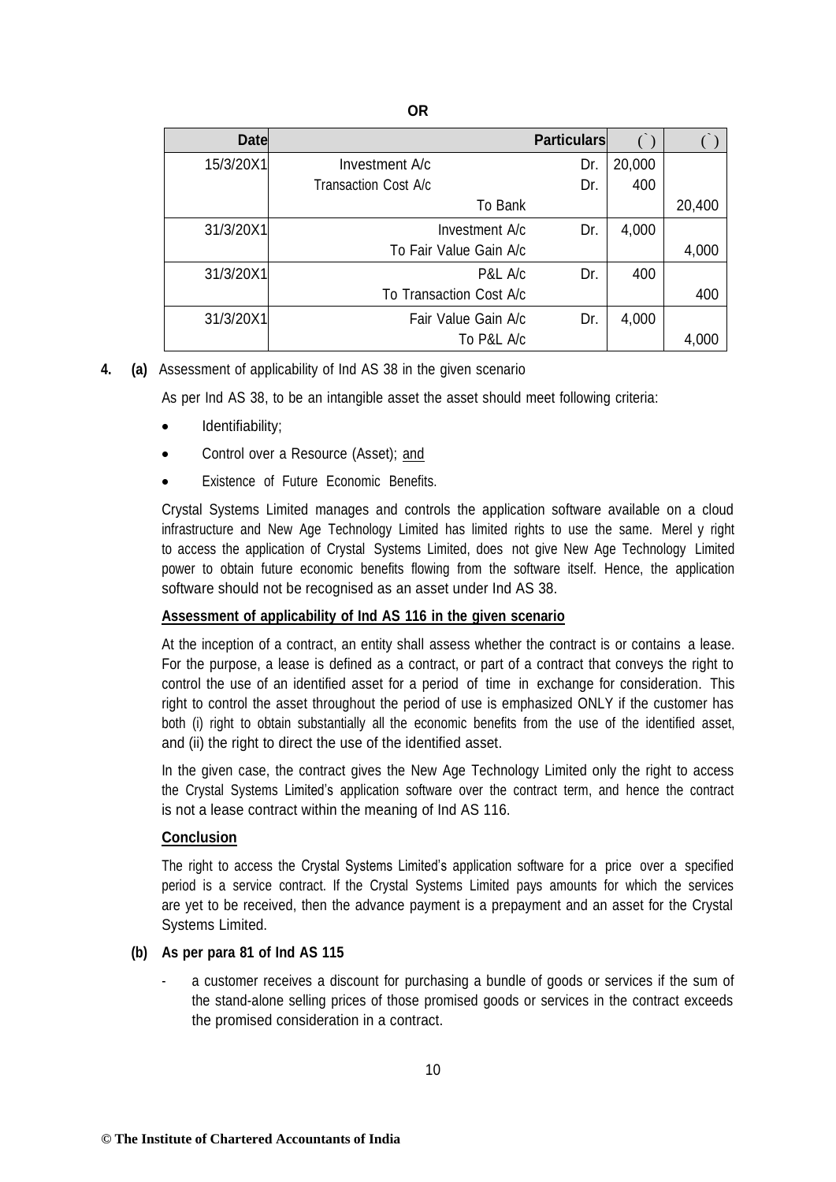**OR**

| Date | Particulars | | (`) | (`) |
|---|---|---|---|---|
| 15/3/20X1 | Investment A/c | Dr. | 20,000 | |
| | Transaction Cost A/c | Dr. | 400 | |
| | To Bank | | | 20,400 |
| 31/3/20X1 | Investment A/c | Dr. | 4,000 | |
| | To Fair Value Gain A/c | | | 4,000 |
| 31/3/20X1 | P&L A/c | Dr. | 400 | |
| | To Transaction Cost A/c | | | 400 |
| 31/3/20X1 | Fair Value Gain A/c | Dr. | 4,000 | |
| | To P&L A/c | | | 4,000 |

**4. (a)** Assessment of applicability of Ind AS 38 in the given scenario

As per Ind AS 38, to be an intangible asset the asset should meet following criteria:

- Identifiability;
- Control over a Resource (Asset); and
- Existence of Future Economic Benefits.

Crystal Systems Limited manages and controls the application software available on a cloud infrastructure and New Age Technology Limited has limited rights to use the same. Merel y right to access the application of Crystal Systems Limited, does not give New Age Technology Limited power to obtain future economic benefits flowing from the software itself. Hence, the application software should not be recognised as an asset under Ind AS 38.

**Assessment of applicability of Ind AS 116 in the given scenario**

At the inception of a contract, an entity shall assess whether the contract is or contains a lease. For the purpose, a lease is defined as a contract, or part of a contract that conveys the right to control the use of an identified asset for a period of time in exchange for consideration. This right to control the asset throughout the period of use is emphasized ONLY if the customer has both (i) right to obtain substantially all the economic benefits from the use of the identified asset, and (ii) the right to direct the use of the identified asset.

In the given case, the contract gives the New Age Technology Limited only the right to access the Crystal Systems Limited's application software over the contract term, and hence the contract is not a lease contract within the meaning of Ind AS 116.

**Conclusion**

The right to access the Crystal Systems Limited's application software for a price over a specified period is a service contract. If the Crystal Systems Limited pays amounts for which the services are yet to be received, then the advance payment is a prepayment and an asset for the Crystal Systems Limited.

**(b) As per para 81 of Ind AS 115**

- a customer receives a discount for purchasing a bundle of goods or services if the sum of the stand-alone selling prices of those promised goods or services in the contract exceeds the promised consideration in a contract.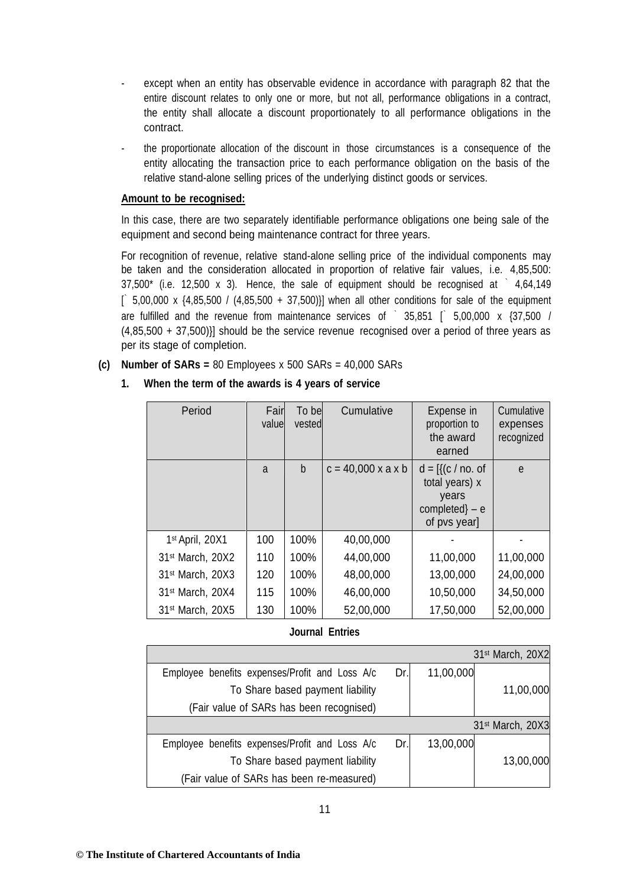- except when an entity has observable evidence in accordance with paragraph 82 that the entire discount relates to only one or more, but not all, performance obligations in a contract, the entity shall allocate a discount proportionately to all performance obligations in the contract.
- the proportionate allocation of the discount in those circumstances is a consequence of the entity allocating the transaction price to each performance obligation on the basis of the relative stand-alone selling prices of the underlying distinct goods or services.

**Amount to be recognised:**

In this case, there are two separately identifiable performance obligations one being sale of the equipment and second being maintenance contract for three years.

For recognition of revenue, relative stand-alone selling price of the individual components may be taken and the consideration allocated in proportion of relative fair values, i.e. 4,85,500: 37,500* (i.e. 12,500 x 3). Hence, the sale of equipment should be recognised at ` 4,64,149 [` 5,00,000 x {4,85,500 / (4,85,500 + 37,500)}] when all other conditions for sale of the equipment are fulfilled and the revenue from maintenance services of ` 35,851 [` 5,00,000 x {37,500 / (4,85,500 + 37,500)}] should be the service revenue recognised over a period of three years as per its stage of completion.

**(c) Number of SARs =** 80 Employees x 500 SARs = 40,000 SARs

**1. When the term of the awards is 4 years of service**

| Period | Fair value | To be vested | Cumulative | Expense in proportion to the award earned | Cumulative expenses recognized |
|---|---|---|---|---|---|
| | a | b | c = 40,000 x a x b | d = [{(c / no. of total years) x years completed} – e of pvs year] | e |
| 1st April, 20X1 | 100 | 100% | 40,00,000 | - | - |
| 31st March, 20X2 | 110 | 100% | 44,00,000 | 11,00,000 | 11,00,000 |
| 31st March, 20X3 | 120 | 100% | 48,00,000 | 13,00,000 | 24,00,000 |
| 31st March, 20X4 | 115 | 100% | 46,00,000 | 10,50,000 | 34,50,000 |
| 31st March, 20X5 | 130 | 100% | 52,00,000 | 17,50,000 | 52,00,000 |

**Journal Entries**

| | | | |
|---|---|---|---|
| | | | 31st March, 20X2 |
| Employee benefits expenses/Profit and Loss A/c | Dr. | 11,00,000 | |
| To Share based payment liability | | | 11,00,000 |
| (Fair value of SARs has been recognised) | | | |
| | | | 31st March, 20X3 |
| Employee benefits expenses/Profit and Loss A/c | Dr. | 13,00,000 | |
| To Share based payment liability | | | 13,00,000 |
| (Fair value of SARs has been re-measured) | | | |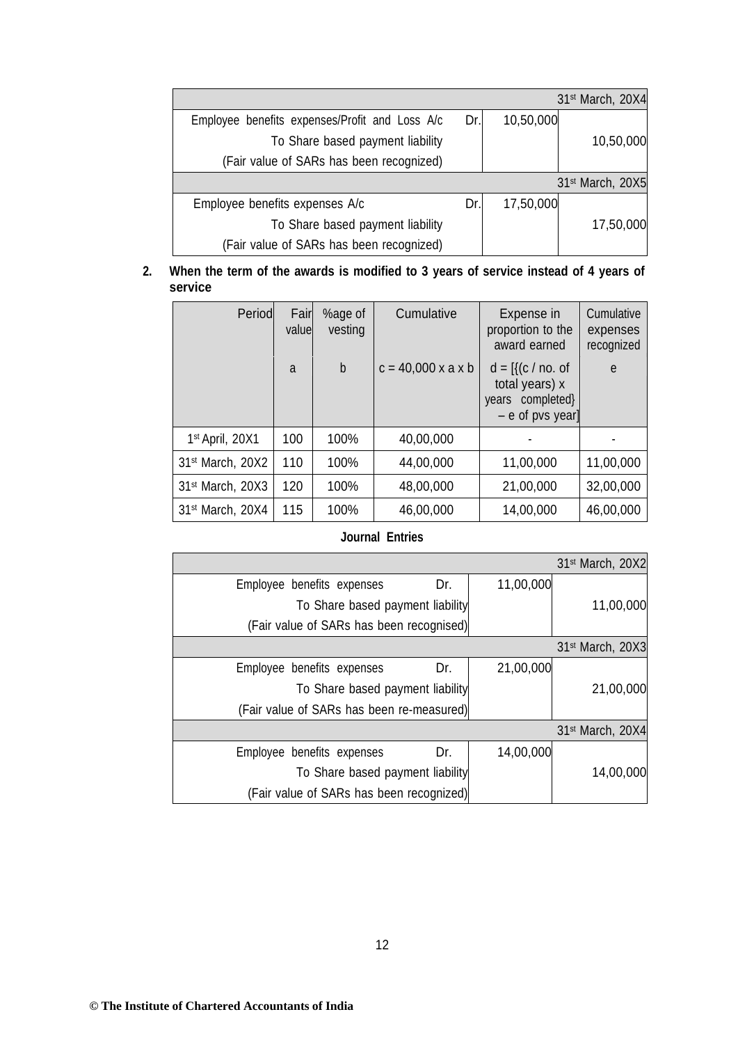| | | | |
|---|---|---|---|
| | | | 31st March, 20X4 |
| Employee benefits expenses/Profit and Loss A/c | Dr. | 10,50,000 | |
| To Share based payment liability | | | 10,50,000 |
| (Fair value of SARs has been recognized) | | | |
| | | | 31st March, 20X5 |
| Employee benefits expenses A/c | Dr. | 17,50,000 | |
| To Share based payment liability | | | 17,50,000 |
| (Fair value of SARs has been recognized) | | | |

**2. When the term of the awards is modified to 3 years of service instead of 4 years of service**

| Period | Fair value | %age of vesting | Cumulative | Expense in proportion to the award earned | Cumulative expenses recognized |
|---|---|---|---|---|---|
| | a | b | c = 40,000 x a x b | d = [{(c / no. of total years) x years completed} – e of pvs year] | e |
| 1st April, 20X1 | 100 | 100% | 40,00,000 | - | - |
| 31st March, 20X2 | 110 | 100% | 44,00,000 | 11,00,000 | 11,00,000 |
| 31st March, 20X3 | 120 | 100% | 48,00,000 | 21,00,000 | 32,00,000 |
| 31st March, 20X4 | 115 | 100% | 46,00,000 | 14,00,000 | 46,00,000 |

**Journal Entries**

| | | | |
|---|---|---|---|
| | | | 31st March, 20X2 |
| Employee benefits expenses | Dr. | 11,00,000 | |
| To Share based payment liability | | | 11,00,000 |
| (Fair value of SARs has been recognised) | | | |
| | | | 31st March, 20X3 |
| Employee benefits expenses | Dr. | 21,00,000 | |
| To Share based payment liability | | | 21,00,000 |
| (Fair value of SARs has been re-measured) | | | |
| | | | 31st March, 20X4 |
| Employee benefits expenses | Dr. | 14,00,000 | |
| To Share based payment liability | | | 14,00,000 |
| (Fair value of SARs has been recognized) | | | |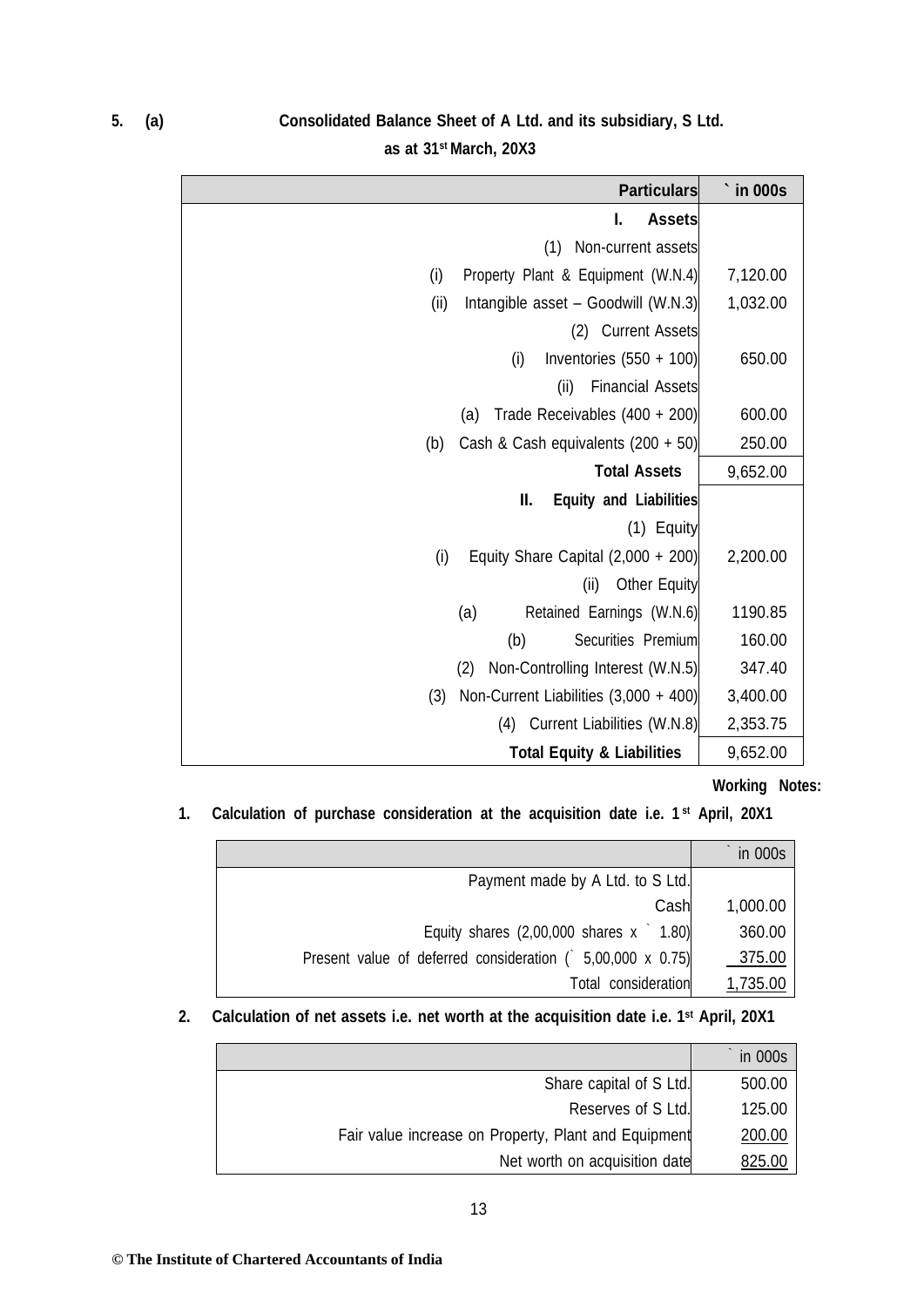**5. (a)** **Consolidated Balance Sheet of A Ltd. and its subsidiary, S Ltd. as at 31st March, 20X3**

| Particulars | ` in 000s |
|---|---|
| **I. Assets** | |
| (1) Non-current assets | |
| (i) Property Plant & Equipment (W.N.4) | 7,120.00 |
| (ii) Intangible asset – Goodwill (W.N.3) | 1,032.00 |
| (2) Current Assets | |
| (i) Inventories (550 + 100) | 650.00 |
| (ii) Financial Assets | |
| (a) Trade Receivables (400 + 200) | 600.00 |
| (b) Cash & Cash equivalents (200 + 50) | 250.00 |
| **Total Assets** | 9,652.00 |
| **II. Equity and Liabilities** | |
| (1) Equity | |
| (i) Equity Share Capital (2,000 + 200) | 2,200.00 |
| (ii) Other Equity | |
| (a) Retained Earnings (W.N.6) | 1190.85 |
| (b) Securities Premium | 160.00 |
| (2) Non-Controlling Interest (W.N.5) | 347.40 |
| (3) Non-Current Liabilities (3,000 + 400) | 3,400.00 |
| (4) Current Liabilities (W.N.8) | 2,353.75 |
| **Total Equity & Liabilities** | 9,652.00 |

**Working Notes:**

**1. Calculation of purchase consideration at the acquisition date i.e. 1st April, 20X1**

| | ` in 000s |
|---|---|
| Payment made by A Ltd. to S Ltd. | |
| Cash | 1,000.00 |
| Equity shares (2,00,000 shares x ` 1.80) | 360.00 |
| Present value of deferred consideration (` 5,00,000 x 0.75) | 375.00 |
| Total consideration | 1,735.00 |

**2. Calculation of net assets i.e. net worth at the acquisition date i.e. 1st April, 20X1**

| | ` in 000s |
|---|---|
| Share capital of S Ltd. | 500.00 |
| Reserves of S Ltd. | 125.00 |
| Fair value increase on Property, Plant and Equipment | 200.00 |
| Net worth on acquisition date | 825.00 |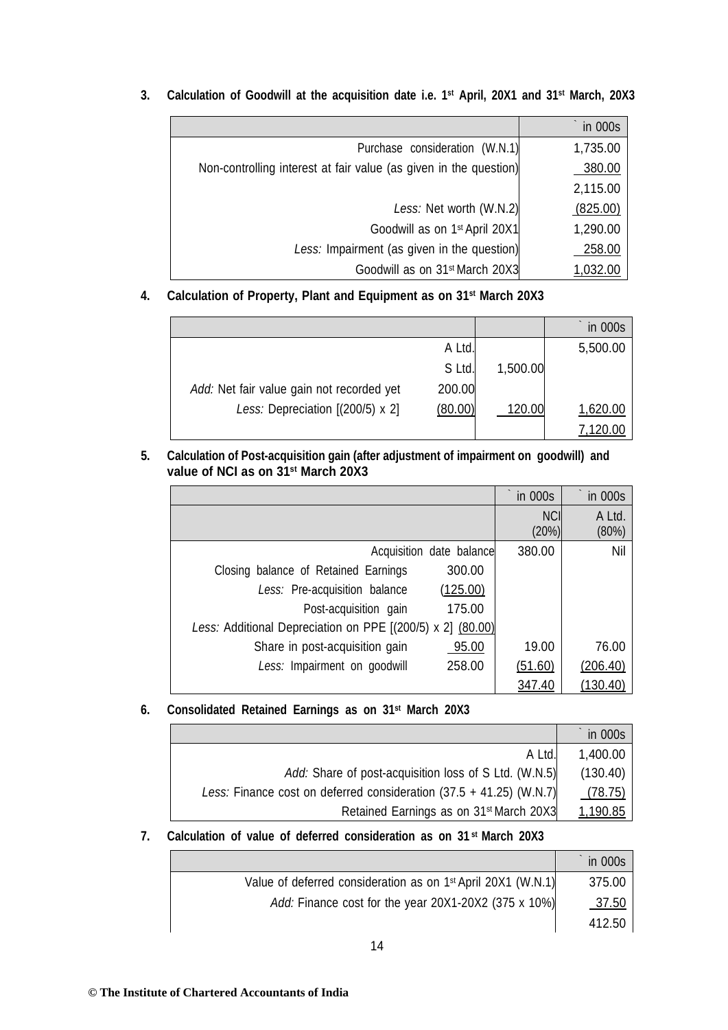3. **Calculation of Goodwill at the acquisition date i.e. 1st April, 20X1 and 31st March, 20X3**

| | ` in 000s |
|---|---|
| Purchase consideration (W.N.1) | 1,735.00 |
| Non-controlling interest at fair value (as given in the question) | 380.00 |
| | 2,115.00 |
| *Less:* Net worth (W.N.2) | (825.00) |
| Goodwill as on 1st April 20X1 | 1,290.00 |
| *Less:* Impairment (as given in the question) | 258.00 |
| Goodwill as on 31st March 20X3 | 1,032.00 |

4. **Calculation of Property, Plant and Equipment as on 31st March 20X3**

| | | | ` in 000s |
|---|---|---|---|
| | A Ltd. | | 5,500.00 |
| | S Ltd. | 1,500.00 | |
| *Add:* Net fair value gain not recorded yet | 200.00 | | |
| *Less:* Depreciation [(200/5) x 2] | (80.00) | 120.00 | 1,620.00 |
| | | | 7,120.00 |

5. **Calculation of Post-acquisition gain (after adjustment of impairment on goodwill) and value of NCI as on 31st March 20X3**

| | | ` in 000s | ` in 000s |
|---|---|---|---|
| | | NCI (20%) | A Ltd. (80%) |
| Acquisition date balance | | 380.00 | Nil |
| Closing balance of Retained Earnings | 300.00 | | |
| *Less:* Pre-acquisition balance | (125.00) | | |
| Post-acquisition gain | 175.00 | | |
| *Less:* Additional Depreciation on PPE [(200/5) x 2] | (80.00) | | |
| Share in post-acquisition gain | 95.00 | 19.00 | 76.00 |
| *Less:* Impairment on goodwill | 258.00 | (51.60) | (206.40) |
| | | 347.40 | (130.40) |

6. **Consolidated Retained Earnings as on 31st March 20X3**

| | ` in 000s |
|---|---|
| A Ltd. | 1,400.00 |
| *Add:* Share of post-acquisition loss of S Ltd. (W.N.5) | (130.40) |
| *Less:* Finance cost on deferred consideration (37.5 + 41.25) (W.N.7) | (78.75) |
| Retained Earnings as on 31st March 20X3 | 1,190.85 |

7. **Calculation of value of deferred consideration as on 31st March 20X3**

| | ` in 000s |
|---|---|
| Value of deferred consideration as on 1st April 20X1 (W.N.1) | 375.00 |
| *Add:* Finance cost for the year 20X1-20X2 (375 x 10%) | 37.50 |
| | 412.50 |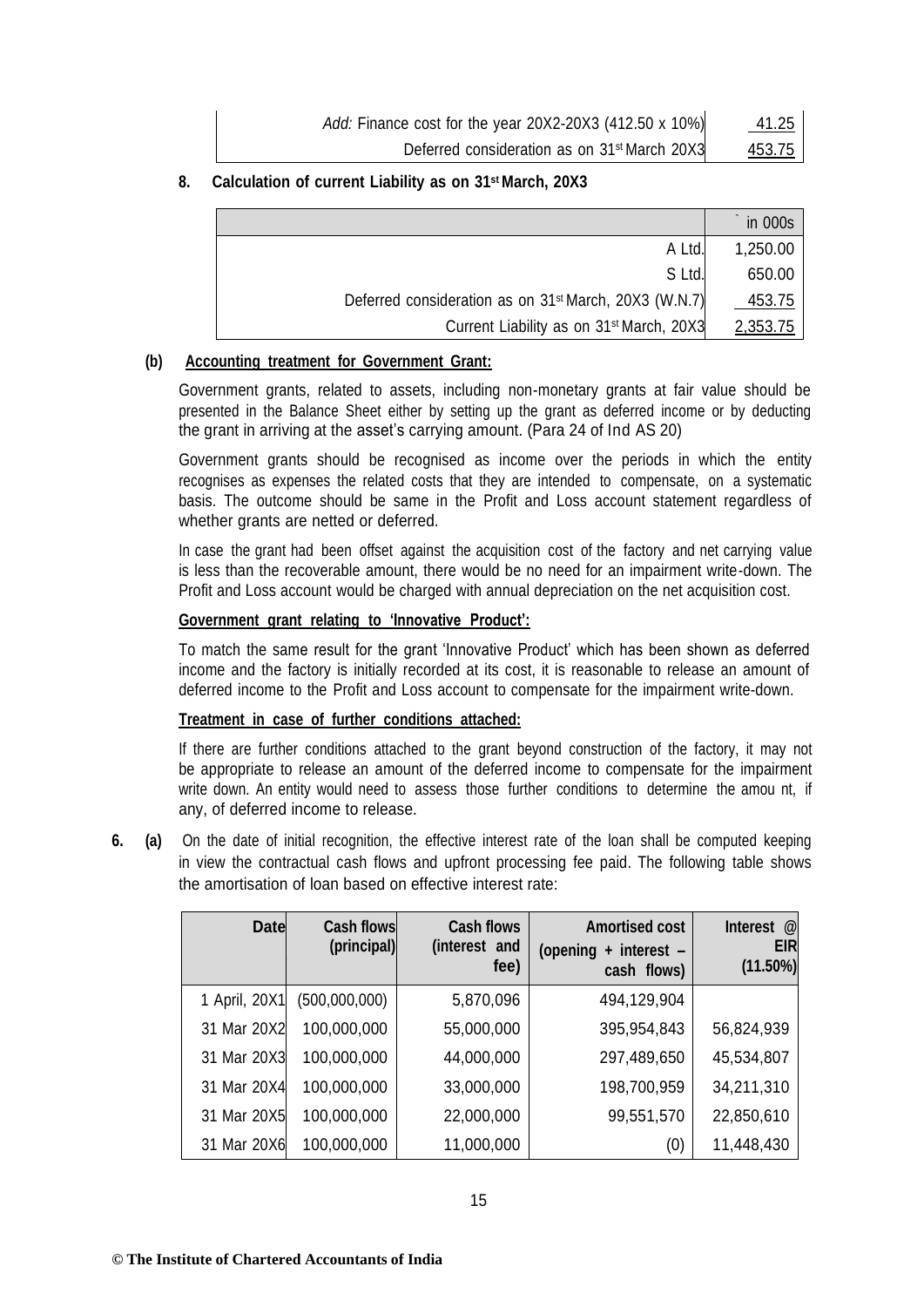| | |
|---|---|
| *Add:* Finance cost for the year 20X2-20X3 (412.50 x 10%) | 41.25 |
| Deferred consideration as on 31st March 20X3 | 453.75 |

**8. Calculation of current Liability as on 31st March, 20X3**

| | ` in 000s |
|---|---|
| A Ltd. | 1,250.00 |
| S Ltd. | 650.00 |
| Deferred consideration as on 31st March, 20X3 (W.N.7) | 453.75 |
| Current Liability as on 31st March, 20X3 | 2,353.75 |

**(b) Accounting treatment for Government Grant:**

Government grants, related to assets, including non-monetary grants at fair value should be presented in the Balance Sheet either by setting up the grant as deferred income or by deducting the grant in arriving at the asset's carrying amount. (Para 24 of Ind AS 20)

Government grants should be recognised as income over the periods in which the entity recognises as expenses the related costs that they are intended to compensate, on a systematic basis. The outcome should be same in the Profit and Loss account statement regardless of whether grants are netted or deferred.

In case the grant had been offset against the acquisition cost of the factory and net carrying value is less than the recoverable amount, there would be no need for an impairment write-down. The Profit and Loss account would be charged with annual depreciation on the net acquisition cost.

**Government grant relating to 'Innovative Product':**

To match the same result for the grant 'Innovative Product' which has been shown as deferred income and the factory is initially recorded at its cost, it is reasonable to release an amount of deferred income to the Profit and Loss account to compensate for the impairment write-down.

**Treatment in case of further conditions attached:**

If there are further conditions attached to the grant beyond construction of the factory, it may not be appropriate to release an amount of the deferred income to compensate for the impairment write down. An entity would need to assess those further conditions to determine the amou nt, if any, of deferred income to release.

**6. (a)** On the date of initial recognition, the effective interest rate of the loan shall be computed keeping in view the contractual cash flows and upfront processing fee paid. The following table shows the amortisation of loan based on effective interest rate:

| Date | Cash flows (principal) | Cash flows (interest and fee) | Amortised cost (opening + interest – cash flows) | Interest @ EIR (11.50%) |
|---|---|---|---|---|
| 1 April, 20X1 | (500,000,000) | 5,870,096 | 494,129,904 | |
| 31 Mar 20X2 | 100,000,000 | 55,000,000 | 395,954,843 | 56,824,939 |
| 31 Mar 20X3 | 100,000,000 | 44,000,000 | 297,489,650 | 45,534,807 |
| 31 Mar 20X4 | 100,000,000 | 33,000,000 | 198,700,959 | 34,211,310 |
| 31 Mar 20X5 | 100,000,000 | 22,000,000 | 99,551,570 | 22,850,610 |
| 31 Mar 20X6 | 100,000,000 | 11,000,000 | (0) | 11,448,430 |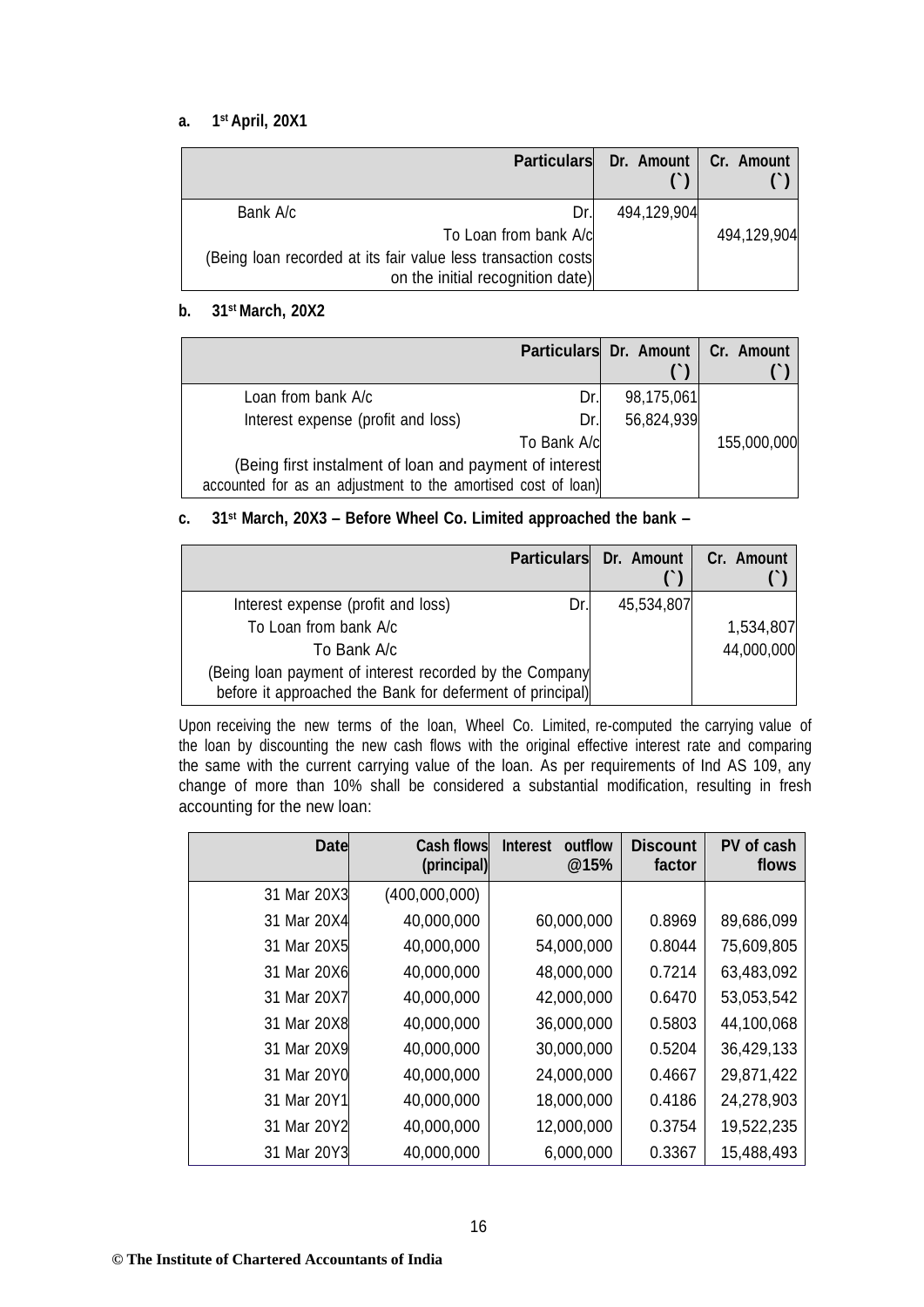**a. 1st April, 20X1**

| Particulars | | Dr. Amount (`) | Cr. Amount (`) |
|---|---|---|---|
| Bank A/c | Dr. | 494,129,904 | |
| To Loan from bank A/c | | | 494,129,904 |
| (Being loan recorded at its fair value less transaction costs on the initial recognition date) | | | |

**b. 31st March, 20X2**

| Particulars | | Dr. Amount (`) | Cr. Amount (`) |
|---|---|---|---|
| Loan from bank A/c | Dr. | 98,175,061 | |
| Interest expense (profit and loss) | Dr. | 56,824,939 | |
| To Bank A/c | | | 155,000,000 |
| (Being first instalment of loan and payment of interest accounted for as an adjustment to the amortised cost of loan) | | | |

**c. 31st March, 20X3 – Before Wheel Co. Limited approached the bank –**

| Particulars | | Dr. Amount (`) | Cr. Amount (`) |
|---|---|---|---|
| Interest expense (profit and loss) | Dr. | 45,534,807 | |
| To Loan from bank A/c | | | 1,534,807 |
| To Bank A/c | | | 44,000,000 |
| (Being loan payment of interest recorded by the Company before it approached the Bank for deferment of principal) | | | |

Upon receiving the new terms of the loan, Wheel Co. Limited, re-computed the carrying value of the loan by discounting the new cash flows with the original effective interest rate and comparing the same with the current carrying value of the loan. As per requirements of Ind AS 109, any change of more than 10% shall be considered a substantial modification, resulting in fresh accounting for the new loan:

| Date | Cash flows (principal) | Interest outflow @15% | Discount factor | PV of cash flows |
|---|---|---|---|---|
| 31 Mar 20X3 | (400,000,000) | | | |
| 31 Mar 20X4 | 40,000,000 | 60,000,000 | 0.8969 | 89,686,099 |
| 31 Mar 20X5 | 40,000,000 | 54,000,000 | 0.8044 | 75,609,805 |
| 31 Mar 20X6 | 40,000,000 | 48,000,000 | 0.7214 | 63,483,092 |
| 31 Mar 20X7 | 40,000,000 | 42,000,000 | 0.6470 | 53,053,542 |
| 31 Mar 20X8 | 40,000,000 | 36,000,000 | 0.5803 | 44,100,068 |
| 31 Mar 20X9 | 40,000,000 | 30,000,000 | 0.5204 | 36,429,133 |
| 31 Mar 20Y0 | 40,000,000 | 24,000,000 | 0.4667 | 29,871,422 |
| 31 Mar 20Y1 | 40,000,000 | 18,000,000 | 0.4186 | 24,278,903 |
| 31 Mar 20Y2 | 40,000,000 | 12,000,000 | 0.3754 | 19,522,235 |
| 31 Mar 20Y3 | 40,000,000 | 6,000,000 | 0.3367 | 15,488,493 |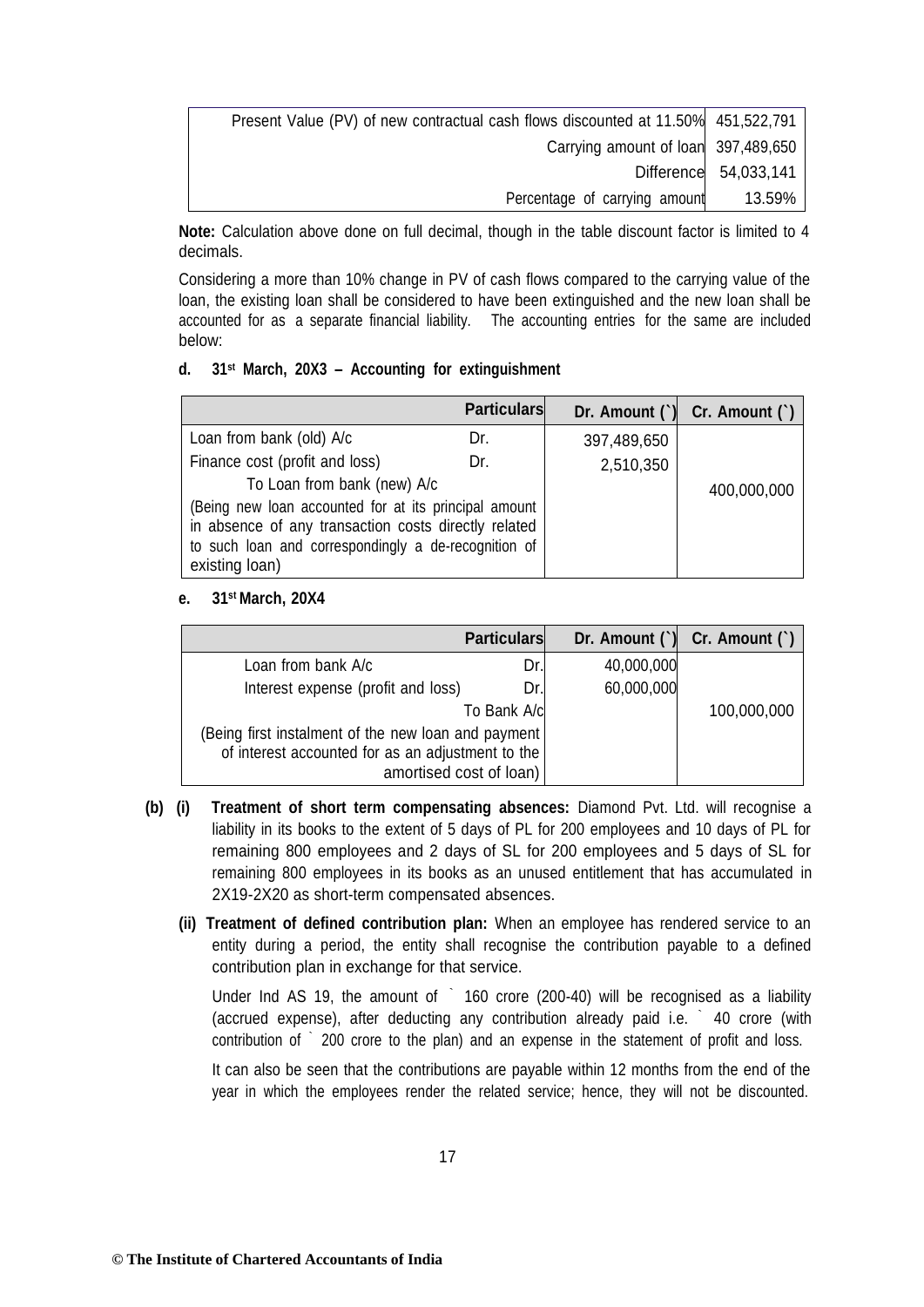| | |
|---|---|
| Present Value (PV) of new contractual cash flows discounted at 11.50% | 451,522,791 |
| Carrying amount of loan | 397,489,650 |
| Difference | 54,033,141 |
| Percentage of carrying amount | 13.59% |

**Note:** Calculation above done on full decimal, though in the table discount factor is limited to 4 decimals.

Considering a more than 10% change in PV of cash flows compared to the carrying value of the loan, the existing loan shall be considered to have been extinguished and the new loan shall be accounted for as a separate financial liability. The accounting entries for the same are included below:

**d. 31st March, 20X3 – Accounting for extinguishment**

| Particulars | | Dr. Amount (`) | Cr. Amount (`) |
|---|---|---|---|
| Loan from bank (old) A/c | Dr. | 397,489,650 | |
| Finance cost (profit and loss) | Dr. | 2,510,350 | |
| To Loan from bank (new) A/c | | | 400,000,000 |
| (Being new loan accounted for at its principal amount in absence of any transaction costs directly related to such loan and correspondingly a de-recognition of existing loan) | | | |

**e. 31st March, 20X4**

| Particulars | | Dr. Amount (`) | Cr. Amount (`) |
|---|---|---|---|
| Loan from bank A/c | Dr. | 40,000,000 | |
| Interest expense (profit and loss) | Dr. | 60,000,000 | |
| To Bank A/c | | | 100,000,000 |
| (Being first instalment of the new loan and payment of interest accounted for as an adjustment to the amortised cost of loan) | | | |

**(b) (i) Treatment of short term compensating absences:** Diamond Pvt. Ltd. will recognise a liability in its books to the extent of 5 days of PL for 200 employees and 10 days of PL for remaining 800 employees and 2 days of SL for 200 employees and 5 days of SL for remaining 800 employees in its books as an unused entitlement that has accumulated in 2X19-2X20 as short-term compensated absences.

**(ii) Treatment of defined contribution plan:** When an employee has rendered service to an entity during a period, the entity shall recognise the contribution payable to a defined contribution plan in exchange for that service.

Under Ind AS 19, the amount of ` 160 crore (200-40) will be recognised as a liability (accrued expense), after deducting any contribution already paid i.e. ` 40 crore (with contribution of ` 200 crore to the plan) and an expense in the statement of profit and loss.

It can also be seen that the contributions are payable within 12 months from the end of the year in which the employees render the related service; hence, they will not be discounted.